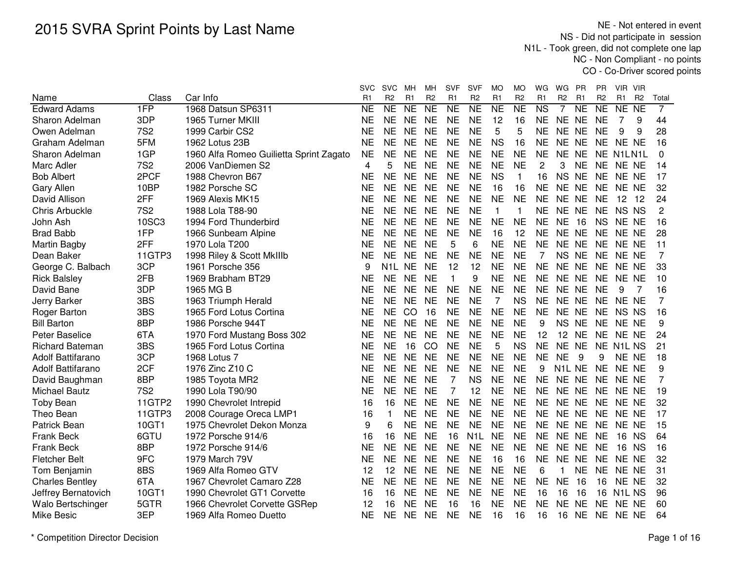# 2015 SVRA Sprint Points by Last Name

NE - Not entered in event
NS - Did not participate in session
N1L - Took green, did not complete one lap
NC - Non Compliant - no points
CO - Co-Driver scored points

| Name | Class | Car Info | SVC R1 | SVC R2 | MH R1 | MH R2 | SVF R1 | SVF R2 | MO R1 | MO R2 | WG R1 | WG R2 | PR R1 | PR R2 | VIR R1 | VIR R2 | Total |
|---|---|---|---|---|---|---|---|---|---|---|---|---|---|---|---|---|---|
| Edward Adams | 1FP | 1968 Datsun SP6311 | NE | NE | NE | NE | NE | NE | NE | NE | NS | 7 | NE | NE | NE | NE | 7 |
| Sharon Adelman | 3DP | 1965 Turner MKIII | NE | NE | NE | NE | NE | NE | 12 | 16 | NE | NE | NE | NE | 7 | 9 | 44 |
| Owen Adelman | 7S2 | 1999 Carbir CS2 | NE | NE | NE | NE | NE | NE | 5 | 5 | NE | NE | NE | NE | 9 | 9 | 28 |
| Graham Adelman | 5FM | 1962 Lotus 23B | NE | NE | NE | NE | NE | NE | NS | 16 | NE | NE | NE | NE | NE | NE | 16 |
| Sharon Adelman | 1GP | 1960 Alfa Romeo Guilietta Sprint Zagato | NE | NE | NE | NE | NE | NE | NE | NE | NE | NE | NE | NE | N1L | N1L | 0 |
| Marc Adler | 7S2 | 2006 VanDiemen S2 | 4 | 5 | NE | NE | NE | NE | NE | NE | 2 | 3 | NE | NE | NE | NE | 14 |
| Bob Albert | 2PCF | 1988 Chevron B67 | NE | NE | NE | NE | NE | NE | NS | 1 | 16 | NS | NE | NE | NE | NE | 17 |
| Gary Allen | 10BP | 1982 Porsche SC | NE | NE | NE | NE | NE | NE | 16 | 16 | NE | NE | NE | NE | NE | NE | 32 |
| David Allison | 2FF | 1969 Alexis MK15 | NE | NE | NE | NE | NE | NE | NE | NE | NE | NE | NE | NE | 12 | 12 | 24 |
| Chris Arbuckle | 7S2 | 1988 Lola T88-90 | NE | NE | NE | NE | NE | NE | 1 | 1 | NE | NE | NE | NE | NS | NS | 2 |
| John Ash | 10SC3 | 1994 Ford Thunderbird | NE | NE | NE | NE | NE | NE | NE | NE | NE | NE | 16 | NS | NE | NE | 16 |
| Brad Babb | 1FP | 1966 Sunbeam Alpine | NE | NE | NE | NE | NE | NE | 16 | 12 | NE | NE | NE | NE | NE | NE | 28 |
| Martin Bagby | 2FF | 1970 Lola T200 | NE | NE | NE | NE | 5 | 6 | NE | NE | NE | NE | NE | NE | NE | NE | 11 |
| Dean Baker | 11GTP3 | 1998 Riley & Scott MkIIIb | NE | NE | NE | NE | NE | NE | NE | NE | 7 | NS | NE | NE | NE | NE | 7 |
| George C. Balbach | 3CP | 1961 Porsche 356 | 9 | N1L | NE | NE | 12 | 12 | NE | NE | NE | NE | NE | NE | NE | NE | 33 |
| Rick Balsley | 2FB | 1969 Brabham BT29 | NE | NE | NE | NE | 1 | 9 | NE | NE | NE | NE | NE | NE | NE | NE | 10 |
| David Bane | 3DP | 1965 MG B | NE | NE | NE | NE | NE | NE | NE | NE | NE | NE | NE | NE | 9 | 7 | 16 |
| Jerry Barker | 3BS | 1963 Triumph Herald | NE | NE | NE | NE | NE | NE | 7 | NS | NE | NE | NE | NE | NE | NE | 7 |
| Roger Barton | 3BS | 1965 Ford Lotus Cortina | NE | NE | CO | 16 | NE | NE | NE | NE | NE | NE | NE | NE | NS | NS | 16 |
| Bill Barton | 8BP | 1986 Porsche 944T | NE | NE | NE | NE | NE | NE | NE | NE | 9 | NS | NE | NE | NE | NE | 9 |
| Peter Baselice | 6TA | 1970 Ford Mustang Boss 302 | NE | NE | NE | NE | NE | NE | NE | NE | 12 | 12 | NE | NE | NE | NE | 24 |
| Richard Bateman | 3BS | 1965 Ford Lotus Cortina | NE | NE | 16 | CO | NE | NE | 5 | NS | NE | NE | NE | NE | N1L | NS | 21 |
| Adolf Battifarano | 3CP | 1968 Lotus 7 | NE | NE | NE | NE | NE | NE | NE | NE | NE | NE | 9 | 9 | NE | NE | 18 |
| Adolf Battifarano | 2CF | 1976 Zinc Z10 C | NE | NE | NE | NE | NE | NE | NE | NE | 9 | N1L | NE | NE | NE | NE | 9 |
| David Baughman | 8BP | 1985 Toyota MR2 | NE | NE | NE | NE | 7 | NS | NE | NE | NE | NE | NE | NE | NE | NE | 7 |
| Michael Bautz | 7S2 | 1990 Lola T90/90 | NE | NE | NE | NE | 7 | 12 | NE | NE | NE | NE | NE | NE | NE | NE | 19 |
| Toby Bean | 11GTP2 | 1990 Chevrolet Intrepid | 16 | 16 | NE | NE | NE | NE | NE | NE | NE | NE | NE | NE | NE | NE | 32 |
| Theo Bean | 11GTP3 | 2008 Courage Oreca LMP1 | 16 | 1 | NE | NE | NE | NE | NE | NE | NE | NE | NE | NE | NE | NE | 17 |
| Patrick Bean | 10GT1 | 1975 Chevrolet Dekon Monza | 9 | 6 | NE | NE | NE | NE | NE | NE | NE | NE | NE | NE | NE | NE | 15 |
| Frank Beck | 6GTU | 1972 Porsche 914/6 | 16 | 16 | NE | NE | 16 | N1L | NE | NE | NE | NE | NE | NE | 16 | NS | 64 |
| Frank Beck | 8BP | 1972 Porsche 914/6 | NE | NE | NE | NE | NE | NE | NE | NE | NE | NE | NE | NE | 16 | NS | 16 |
| Fletcher Belt | 9FC | 1979 March 79V | NE | NE | NE | NE | NE | NE | 16 | 16 | NE | NE | NE | NE | NE | NE | 32 |
| Tom Benjamin | 8BS | 1969 Alfa Romeo GTV | 12 | 12 | NE | NE | NE | NE | NE | NE | 6 | 1 | NE | NE | NE | NE | 31 |
| Charles Bentley | 6TA | 1967 Chevrolet Camaro Z28 | NE | NE | NE | NE | NE | NE | NE | NE | NE | NE | 16 | 16 | NE | NE | 32 |
| Jeffrey Bernatovich | 10GT1 | 1990 Chevrolet GT1 Corvette | 16 | 16 | NE | NE | NE | NE | NE | NE | 16 | 16 | 16 | 16 | N1L | NS | 96 |
| Walo Bertschinger | 5GTR | 1966 Chevrolet Corvette GSRep | 12 | 16 | NE | NE | 16 | 16 | NE | NE | NE | NE | NE | NE | NE | NE | 60 |
| Mike Besic | 3EP | 1969 Alfa Romeo Duetto | NE | NE | NE | NE | NE | NE | 16 | 16 | 16 | 16 | NE | NE | NE | NE | 64 |

\* Competition Director Decision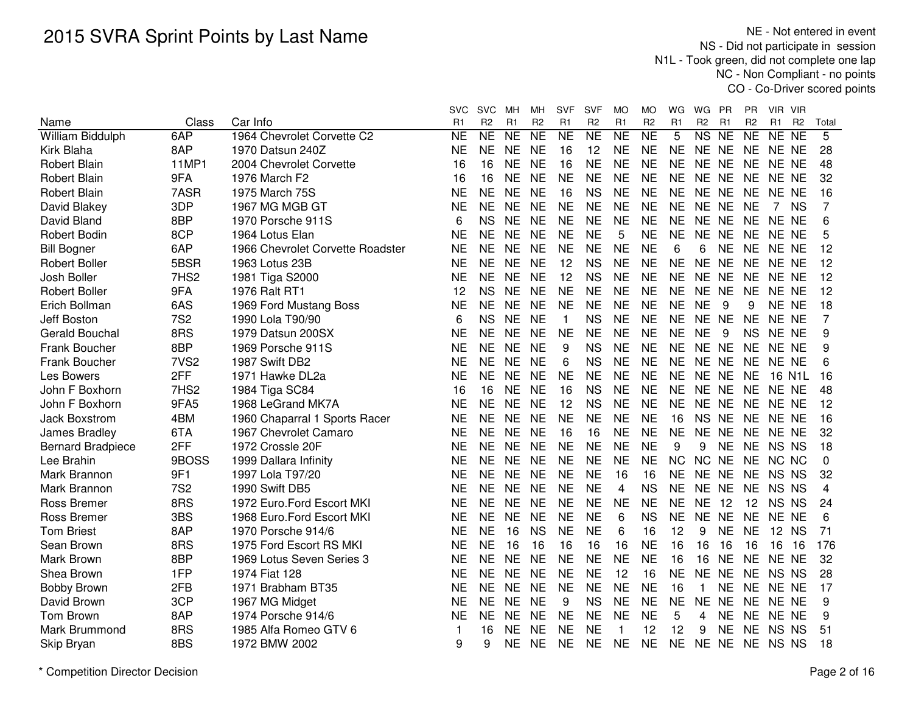# 2015 SVRA Sprint Points by Last Name

NE - Not entered in event
NS - Did not participate in session
N1L - Took green, did not complete one lap
NC - Non Compliant - no points
CO - Co-Driver scored points

| Name | Class | Car Info | SVC R1 | SVC R2 | MH R1 | MH R2 | SVF R1 | SVF R2 | MO R1 | MO R2 | WG R1 | WG R2 | PR R1 | PR R2 | VIR R1 | VIR R2 | Total |
|---|---|---|---|---|---|---|---|---|---|---|---|---|---|---|---|---|---|
| William Biddulph | 6AP | 1964 Chevrolet Corvette C2 | NE | NE | NE | NE | NE | NE | NE | NE | 5 | NS | NE | NE | NE | NE | 5 |
| Kirk Blaha | 8AP | 1970 Datsun 240Z | NE | NE | NE | NE | 16 | 12 | NE | NE | NE | NE | NE | NE | NE | NE | 28 |
| Robert Blain | 11MP1 | 2004 Chevrolet Corvette | 16 | 16 | NE | NE | 16 | NE | NE | NE | NE | NE | NE | NE | NE | NE | 48 |
| Robert Blain | 9FA | 1976 March F2 | 16 | 16 | NE | NE | NE | NE | NE | NE | NE | NE | NE | NE | NE | NE | 32 |
| Robert Blain | 7ASR | 1975 March 75S | NE | NE | NE | NE | 16 | NS | NE | NE | NE | NE | NE | NE | NE | NE | 16 |
| David Blakey | 3DP | 1967 MG MGB GT | NE | NE | NE | NE | NE | NE | NE | NE | NE | NE | NE | NE | 7 | NS | 7 |
| David Bland | 8BP | 1970 Porsche 911S | 6 | NS | NE | NE | NE | NE | NE | NE | NE | NE | NE | NE | NE | NE | 6 |
| Robert Bodin | 8CP | 1964 Lotus Elan | NE | NE | NE | NE | NE | NE | 5 | NE | NE | NE | NE | NE | NE | NE | 5 |
| Bill Bogner | 6AP | 1966 Chevrolet Corvette Roadster | NE | NE | NE | NE | NE | NE | NE | NE | 6 | 6 | NE | NE | NE | NE | 12 |
| Robert Boller | 5BSR | 1963 Lotus 23B | NE | NE | NE | NE | 12 | NS | NE | NE | NE | NE | NE | NE | NE | NE | 12 |
| Josh Boller | 7HS2 | 1981 Tiga S2000 | NE | NE | NE | NE | 12 | NS | NE | NE | NE | NE | NE | NE | NE | NE | 12 |
| Robert Boller | 9FA | 1976 Ralt RT1 | 12 | NS | NE | NE | NE | NE | NE | NE | NE | NE | NE | NE | NE | NE | 12 |
| Erich Bollman | 6AS | 1969 Ford Mustang Boss | NE | NE | NE | NE | NE | NE | NE | NE | NE | NE | 9 | 9 | NE | NE | 18 |
| Jeff Boston | 7S2 | 1990 Lola T90/90 | 6 | NS | NE | NE | 1 | NS | NE | NE | NE | NE | NE | NE | NE | NE | 7 |
| Gerald Bouchal | 8RS | 1979 Datsun 200SX | NE | NE | NE | NE | NE | NE | NE | NE | NE | NE | 9 | NS | NE | NE | 9 |
| Frank Boucher | 8BP | 1969 Porsche 911S | NE | NE | NE | NE | 9 | NS | NE | NE | NE | NE | NE | NE | NE | NE | 9 |
| Frank Boucher | 7VS2 | 1987 Swift DB2 | NE | NE | NE | NE | 6 | NS | NE | NE | NE | NE | NE | NE | NE | NE | 6 |
| Les Bowers | 2FF | 1971 Hawke DL2a | NE | NE | NE | NE | NE | NE | NE | NE | NE | NE | NE | NE | 16 | N1L | 16 |
| John F Boxhorn | 7HS2 | 1984 Tiga SC84 | 16 | 16 | NE | NE | 16 | NS | NE | NE | NE | NE | NE | NE | NE | NE | 48 |
| John F Boxhorn | 9FA5 | 1968 LeGrand MK7A | NE | NE | NE | NE | 12 | NS | NE | NE | NE | NE | NE | NE | NE | NE | 12 |
| Jack Boxstrom | 4BM | 1960 Chaparral 1 Sports Racer | NE | NE | NE | NE | NE | NE | NE | NE | 16 | NS | NE | NE | NE | NE | 16 |
| James Bradley | 6TA | 1967 Chevrolet Camaro | NE | NE | NE | NE | 16 | 16 | NE | NE | NE | NE | NE | NE | NE | NE | 32 |
| Bernard Bradpiece | 2FF | 1972 Crossle 20F | NE | NE | NE | NE | NE | NE | NE | NE | 9 | 9 | NE | NE | NS | NS | 18 |
| Lee Brahin | 9BOSS | 1999 Dallara Infinity | NE | NE | NE | NE | NE | NE | NE | NE | NC | NC | NE | NE | NC | NC | 0 |
| Mark Brannon | 9F1 | 1997 Lola T97/20 | NE | NE | NE | NE | NE | NE | 16 | 16 | NE | NE | NE | NE | NS | NS | 32 |
| Mark Brannon | 7S2 | 1990 Swift DB5 | NE | NE | NE | NE | NE | NE | 4 | NS | NE | NE | NE | NE | NS | NS | 4 |
| Ross Bremer | 8RS | 1972 Euro.Ford Escort MKI | NE | NE | NE | NE | NE | NE | NE | NE | NE | NE | 12 | 12 | NS | NS | 24 |
| Ross Bremer | 3BS | 1968 Euro.Ford Escort MKI | NE | NE | NE | NE | NE | NE | 6 | NS | NE | NE | NE | NE | NE | NE | 6 |
| Tom Briest | 8AP | 1970 Porsche 914/6 | NE | NE | 16 | NS | NE | NE | 6 | 16 | 12 | 9 | NE | NE | 12 | NS | 71 |
| Sean Brown | 8RS | 1975 Ford Escort RS MKI | NE | NE | 16 | 16 | 16 | 16 | 16 | NE | 16 | 16 | 16 | 16 | 16 | 16 | 176 |
| Mark Brown | 8BP | 1969 Lotus Seven Series 3 | NE | NE | NE | NE | NE | NE | NE | NE | 16 | 16 | NE | NE | NE | NE | 32 |
| Shea Brown | 1FP | 1974 Fiat 128 | NE | NE | NE | NE | NE | NE | 12 | 16 | NE | NE | NE | NE | NS | NS | 28 |
| Bobby Brown | 2FB | 1971 Brabham BT35 | NE | NE | NE | NE | NE | NE | NE | NE | 16 | 1 | NE | NE | NE | NE | 17 |
| David Brown | 3CP | 1967 MG Midget | NE | NE | NE | NE | 9 | NS | NE | NE | NE | NE | NE | NE | NE | NE | 9 |
| Tom Brown | 8AP | 1974 Porsche 914/6 | NE | NE | NE | NE | NE | NE | NE | NE | 5 | 4 | NE | NE | NE | NE | 9 |
| Mark Brummond | 8RS | 1985 Alfa Romeo GTV 6 | 1 | 16 | NE | NE | NE | NE | 1 | 12 | 12 | 9 | NE | NE | NS | NS | 51 |
| Skip Bryan | 8BS | 1972 BMW 2002 | 9 | 9 | NE | NE | NE | NE | NE | NE | NE | NE | NE | NE | NS | NS | 18 |

\* Competition Director Decision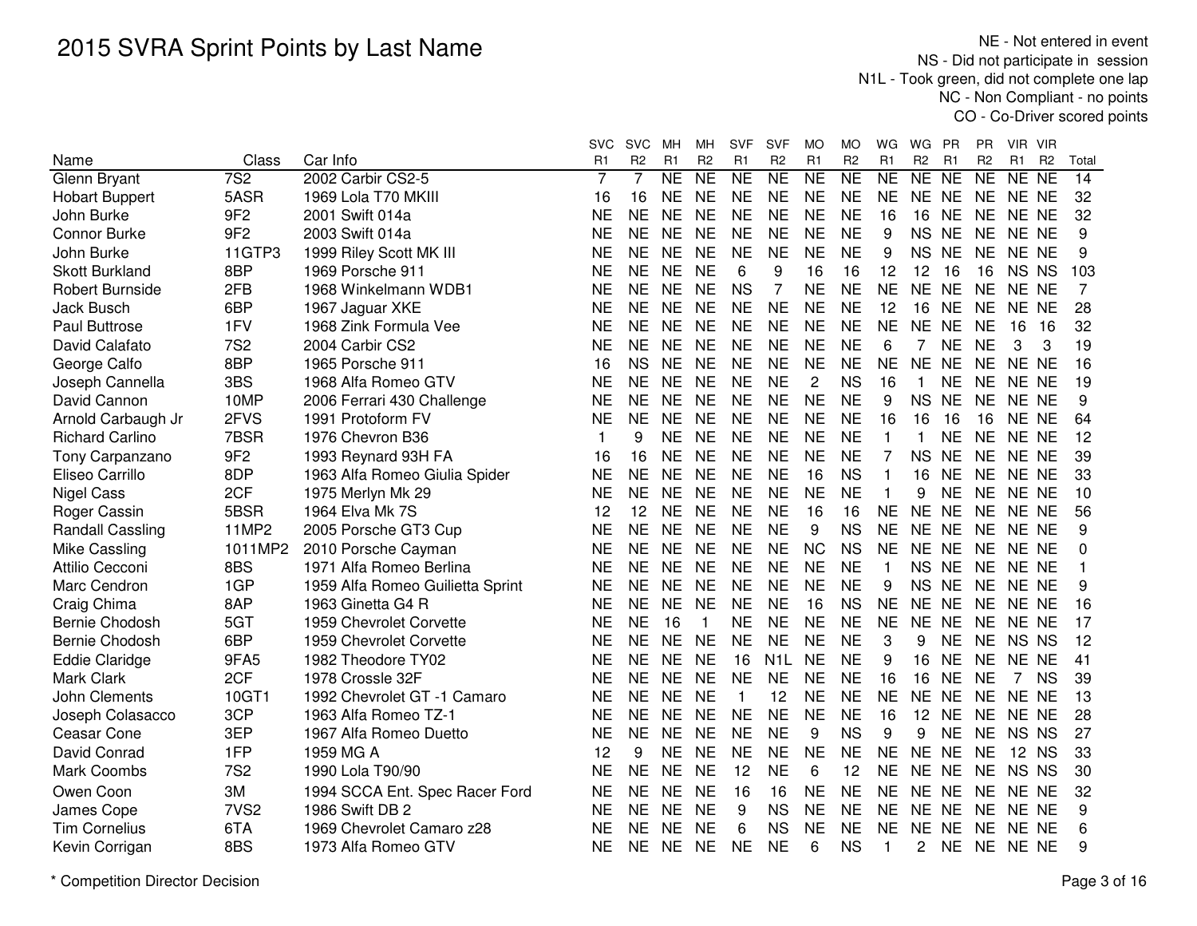# 2015 SVRA Sprint Points by Last Name

NE - Not entered in event
NS - Did not participate in session
N1L - Took green, did not complete one lap
NC - Non Compliant - no points
CO - Co-Driver scored points

| Name | Class | Car Info | SVC R1 | SVC R2 | MH R1 | MH R2 | SVF R1 | SVF R2 | MO R1 | MO R2 | WG R1 | WG R2 | PR R1 | PR R2 | VIR R1 | VIR R2 | Total |
|---|---|---|---|---|---|---|---|---|---|---|---|---|---|---|---|---|---|
| Glenn Bryant | 7S2 | 2002 Carbir CS2-5 | 7 | 7 | NE | NE | NE | NE | NE | NE | NE | NE | NE | NE | NE | NE | 14 |
| Hobart Buppert | 5ASR | 1969 Lola T70 MKIII | 16 | 16 | NE | NE | NE | NE | NE | NE | NE | NE | NE | NE | NE | NE | 32 |
| John Burke | 9F2 | 2001 Swift 014a | NE | NE | NE | NE | NE | NE | NE | NE | 16 | 16 | NE | NE | NE | NE | 32 |
| Connor Burke | 9F2 | 2003 Swift 014a | NE | NE | NE | NE | NE | NE | NE | NE | 9 | NS | NE | NE | NE | NE | 9 |
| John Burke | 11GTP3 | 1999 Riley Scott MK III | NE | NE | NE | NE | NE | NE | NE | NE | 9 | NS | NE | NE | NE | NE | 9 |
| Skott Burkland | 8BP | 1969 Porsche 911 | NE | NE | NE | NE | 6 | 9 | 16 | 16 | 12 | 12 | 16 | 16 | NS | NS | 103 |
| Robert Burnside | 2FB | 1968 Winkelmann WDB1 | NE | NE | NE | NE | NS | 7 | NE | NE | NE | NE | NE | NE | NE | NE | 7 |
| Jack Busch | 6BP | 1967 Jaguar XKE | NE | NE | NE | NE | NE | NE | NE | NE | 12 | 16 | NE | NE | NE | NE | 28 |
| Paul Buttrose | 1FV | 1968 Zink Formula Vee | NE | NE | NE | NE | NE | NE | NE | NE | NE | NE | NE | NE | 16 | 16 | 32 |
| David Calafato | 7S2 | 2004 Carbir CS2 | NE | NE | NE | NE | NE | NE | NE | NE | 6 | 7 | NE | NE | 3 | 3 | 19 |
| George Calfo | 8BP | 1965 Porsche 911 | 16 | NS | NE | NE | NE | NE | NE | NE | NE | NE | NE | NE | NE | NE | 16 |
| Joseph Cannella | 3BS | 1968 Alfa Romeo GTV | NE | NE | NE | NE | NE | NE | 2 | NS | 16 | 1 | NE | NE | NE | NE | 19 |
| David Cannon | 10MP | 2006 Ferrari 430 Challenge | NE | NE | NE | NE | NE | NE | NE | NE | 9 | NS | NE | NE | NE | NE | 9 |
| Arnold Carbaugh Jr | 2FVS | 1991 Protoform FV | NE | NE | NE | NE | NE | NE | NE | NE | 16 | 16 | 16 | 16 | NE | NE | 64 |
| Richard Carlino | 7BSR | 1976 Chevron B36 | 1 | 9 | NE | NE | NE | NE | NE | NE | 1 | 1 | NE | NE | NE | NE | 12 |
| Tony Carpanzano | 9F2 | 1993 Reynard 93H FA | 16 | 16 | NE | NE | NE | NE | NE | NE | 7 | NS | NE | NE | NE | NE | 39 |
| Eliseo Carrillo | 8DP | 1963 Alfa Romeo Giulia Spider | NE | NE | NE | NE | NE | NE | 16 | NS | 1 | 16 | NE | NE | NE | NE | 33 |
| Nigel Cass | 2CF | 1975 Merlyn Mk 29 | NE | NE | NE | NE | NE | NE | NE | NE | 1 | 9 | NE | NE | NE | NE | 10 |
| Roger Cassin | 5BSR | 1964 Elva Mk 7S | 12 | 12 | NE | NE | NE | NE | 16 | 16 | NE | NE | NE | NE | NE | NE | 56 |
| Randall Cassling | 11MP2 | 2005 Porsche GT3 Cup | NE | NE | NE | NE | NE | NE | 9 | NS | NE | NE | NE | NE | NE | NE | 9 |
| Mike Cassling | 1011MP2 | 2010 Porsche Cayman | NE | NE | NE | NE | NE | NE | NC | NS | NE | NE | NE | NE | NE | NE | 0 |
| Attilio Cecconi | 8BS | 1971 Alfa Romeo Berlina | NE | NE | NE | NE | NE | NE | NE | NE | 1 | NS | NE | NE | NE | NE | 1 |
| Marc Cendron | 1GP | 1959 Alfa Romeo Guilietta Sprint | NE | NE | NE | NE | NE | NE | NE | NE | 9 | NS | NE | NE | NE | NE | 9 |
| Craig Chima | 8AP | 1963 Ginetta G4 R | NE | NE | NE | NE | NE | NE | 16 | NS | NE | NE | NE | NE | NE | NE | 16 |
| Bernie Chodosh | 5GT | 1959 Chevrolet Corvette | NE | NE | 16 | 1 | NE | NE | NE | NE | NE | NE | NE | NE | NE | NE | 17 |
| Bernie Chodosh | 6BP | 1959 Chevrolet Corvette | NE | NE | NE | NE | NE | NE | NE | NE | 3 | 9 | NE | NE | NS | NS | 12 |
| Eddie Claridge | 9FA5 | 1982 Theodore TY02 | NE | NE | NE | NE | 16 | N1L | NE | NE | 9 | 16 | NE | NE | NE | NE | 41 |
| Mark Clark | 2CF | 1978 Crossle 32F | NE | NE | NE | NE | NE | NE | NE | NE | 16 | 16 | NE | NE | 7 | NS | 39 |
| John Clements | 10GT1 | 1992 Chevrolet GT -1 Camaro | NE | NE | NE | NE | 1 | 12 | NE | NE | NE | NE | NE | NE | NE | NE | 13 |
| Joseph Colasacco | 3CP | 1963 Alfa Romeo TZ-1 | NE | NE | NE | NE | NE | NE | NE | NE | 16 | 12 | NE | NE | NE | NE | 28 |
| Ceasar Cone | 3EP | 1967 Alfa Romeo Duetto | NE | NE | NE | NE | NE | NE | 9 | NS | 9 | 9 | NE | NE | NS | NS | 27 |
| David Conrad | 1FP | 1959 MG A | 12 | 9 | NE | NE | NE | NE | NE | NE | NE | NE | NE | NE | 12 | NS | 33 |
| Mark Coombs | 7S2 | 1990 Lola T90/90 | NE | NE | NE | NE | 12 | NE | 6 | 12 | NE | NE | NE | NE | NS | NS | 30 |
| Owen Coon | 3M | 1994 SCCA Ent. Spec Racer Ford | NE | NE | NE | NE | 16 | 16 | NE | NE | NE | NE | NE | NE | NE | NE | 32 |
| James Cope | 7VS2 | 1986 Swift DB 2 | NE | NE | NE | NE | 9 | NS | NE | NE | NE | NE | NE | NE | NE | NE | 9 |
| Tim Cornelius | 6TA | 1969 Chevrolet Camaro z28 | NE | NE | NE | NE | 6 | NS | NE | NE | NE | NE | NE | NE | NE | NE | 6 |
| Kevin Corrigan | 8BS | 1973 Alfa Romeo GTV | NE | NE | NE | NE | NE | NE | 6 | NS | 1 | 2 | NE | NE | NE | NE | 9 |

\* Competition Director Decision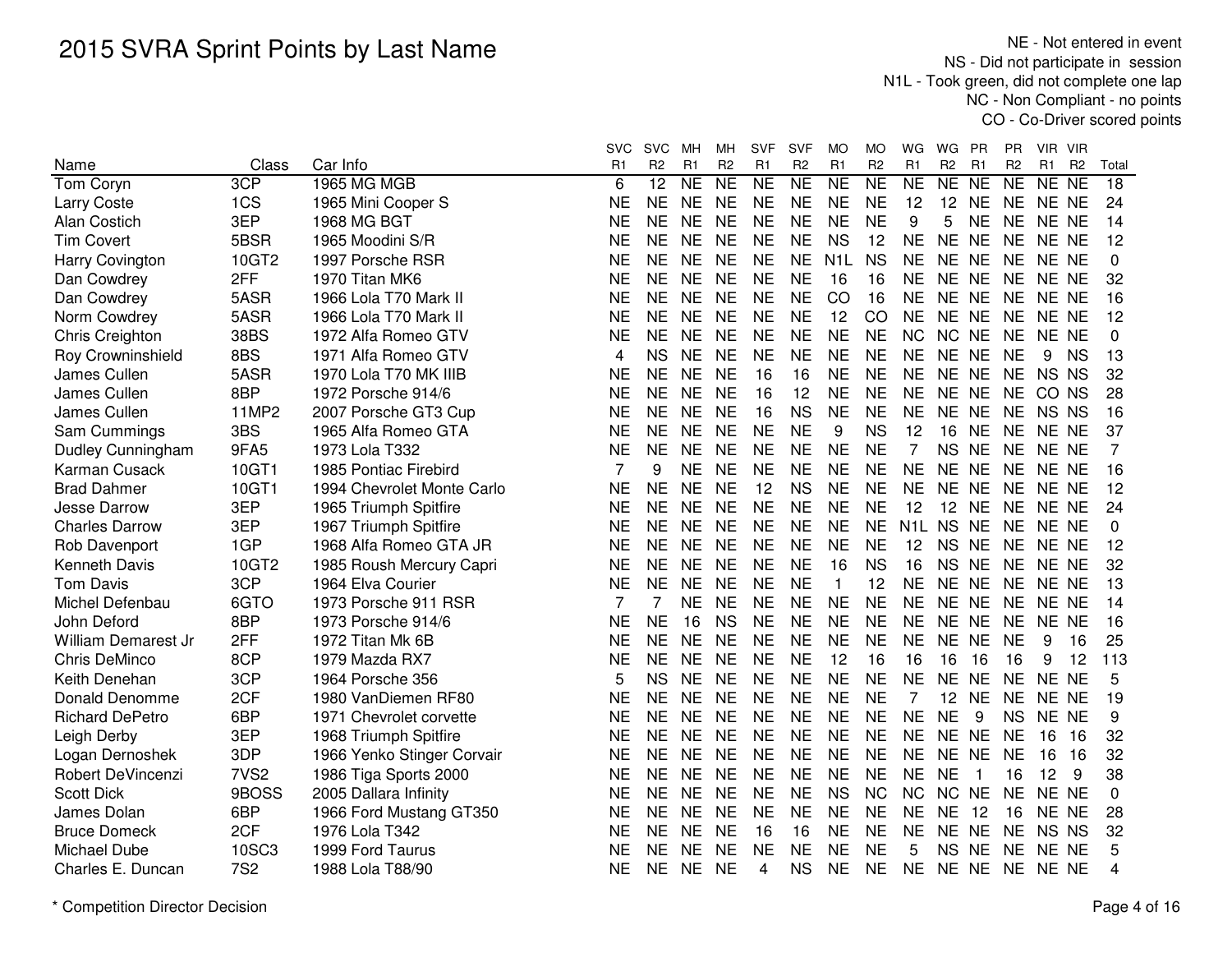# 2015 SVRA Sprint Points by Last Name

NE - Not entered in event
NS - Did not participate in session
N1L - Took green, did not complete one lap
NC - Non Compliant - no points
CO - Co-Driver scored points

| Name | Class | Car Info | SVC R1 | SVC R2 | MH R1 | MH R2 | SVF R1 | SVF R2 | MO R1 | MO R2 | WG R1 | WG R2 | PR R1 | PR R2 | VIR R1 | VIR R2 | Total |
|---|---|---|---|---|---|---|---|---|---|---|---|---|---|---|---|---|---|
| Tom Coryn | 3CP | 1965 MG MGB | 6 | 12 | NE | NE | NE | NE | NE | NE | NE | NE | NE | NE | NE | NE | 18 |
| Larry Coste | 1CS | 1965 Mini Cooper S | NE | NE | NE | NE | NE | NE | NE | NE | 12 | 12 | NE | NE | NE | NE | 24 |
| Alan Costich | 3EP | 1968 MG BGT | NE | NE | NE | NE | NE | NE | NE | NE | 9 | 5 | NE | NE | NE | NE | 14 |
| Tim Covert | 5BSR | 1965 Moodini S/R | NE | NE | NE | NE | NE | NE | NS | 12 | NE | NE | NE | NE | NE | NE | 12 |
| Harry Covington | 10GT2 | 1997 Porsche RSR | NE | NE | NE | NE | NE | NE | N1L | NS | NE | NE | NE | NE | NE | NE | 0 |
| Dan Cowdrey | 2FF | 1970 Titan MK6 | NE | NE | NE | NE | NE | NE | 16 | 16 | NE | NE | NE | NE | NE | NE | 32 |
| Dan Cowdrey | 5ASR | 1966 Lola T70 Mark II | NE | NE | NE | NE | NE | NE | CO | 16 | NE | NE | NE | NE | NE | NE | 16 |
| Norm Cowdrey | 5ASR | 1966 Lola T70 Mark II | NE | NE | NE | NE | NE | NE | 12 | CO | NE | NE | NE | NE | NE | NE | 12 |
| Chris Creighton | 38BS | 1972 Alfa Romeo GTV | NE | NE | NE | NE | NE | NE | NE | NE | NC | NC | NE | NE | NE | NE | 0 |
| Roy Crowninshield | 8BS | 1971 Alfa Romeo GTV | 4 | NS | NE | NE | NE | NE | NE | NE | NE | NE | NE | NE | 9 | NS | 13 |
| James Cullen | 5ASR | 1970 Lola T70 MK IIIB | NE | NE | NE | NE | 16 | 16 | NE | NE | NE | NE | NE | NE | NS | NS | 32 |
| James Cullen | 8BP | 1972 Porsche 914/6 | NE | NE | NE | NE | 16 | 12 | NE | NE | NE | NE | NE | NE | CO | NS | 28 |
| James Cullen | 11MP2 | 2007 Porsche GT3 Cup | NE | NE | NE | NE | 16 | NS | NE | NE | NE | NE | NE | NE | NS | NS | 16 |
| Sam Cummings | 3BS | 1965 Alfa Romeo GTA | NE | NE | NE | NE | NE | NE | 9 | NS | 12 | 16 | NE | NE | NE | NE | 37 |
| Dudley Cunningham | 9FA5 | 1973 Lola T332 | NE | NE | NE | NE | NE | NE | NE | NE | 7 | NS | NE | NE | NE | NE | 7 |
| Karman Cusack | 10GT1 | 1985 Pontiac Firebird | 7 | 9 | NE | NE | NE | NE | NE | NE | NE | NE | NE | NE | NE | NE | 16 |
| Brad Dahmer | 10GT1 | 1994 Chevrolet Monte Carlo | NE | NE | NE | NE | 12 | NS | NE | NE | NE | NE | NE | NE | NE | NE | 12 |
| Jesse Darrow | 3EP | 1965 Triumph Spitfire | NE | NE | NE | NE | NE | NE | NE | NE | 12 | 12 | NE | NE | NE | NE | 24 |
| Charles Darrow | 3EP | 1967 Triumph Spitfire | NE | NE | NE | NE | NE | NE | NE | NE | N1L | NS | NE | NE | NE | NE | 0 |
| Rob Davenport | 1GP | 1968 Alfa Romeo GTA JR | NE | NE | NE | NE | NE | NE | NE | NE | 12 | NS | NE | NE | NE | NE | 12 |
| Kenneth Davis | 10GT2 | 1985 Roush Mercury Capri | NE | NE | NE | NE | NE | NE | 16 | NS | 16 | NS | NE | NE | NE | NE | 32 |
| Tom Davis | 3CP | 1964 Elva Courier | NE | NE | NE | NE | NE | NE | 1 | 12 | NE | NE | NE | NE | NE | NE | 13 |
| Michel Defenbau | 6GTO | 1973 Porsche 911 RSR | 7 | 7 | NE | NE | NE | NE | NE | NE | NE | NE | NE | NE | NE | NE | 14 |
| John Deford | 8BP | 1973 Porsche 914/6 | NE | NE | 16 | NS | NE | NE | NE | NE | NE | NE | NE | NE | NE | NE | 16 |
| William Demarest Jr | 2FF | 1972 Titan Mk 6B | NE | NE | NE | NE | NE | NE | NE | NE | NE | NE | NE | NE | 9 | 16 | 25 |
| Chris DeMinco | 8CP | 1979 Mazda RX7 | NE | NE | NE | NE | NE | NE | 12 | 16 | 16 | 16 | 16 | 16 | 9 | 12 | 113 |
| Keith Denehan | 3CP | 1964 Porsche 356 | 5 | NS | NE | NE | NE | NE | NE | NE | NE | NE | NE | NE | NE | NE | 5 |
| Donald Denomme | 2CF | 1980 VanDiemen RF80 | NE | NE | NE | NE | NE | NE | NE | NE | 7 | 12 | NE | NE | NE | NE | 19 |
| Richard DePetro | 6BP | 1971 Chevrolet corvette | NE | NE | NE | NE | NE | NE | NE | NE | NE | NE | 9 | NS | NE | NE | 9 |
| Leigh Derby | 3EP | 1968 Triumph Spitfire | NE | NE | NE | NE | NE | NE | NE | NE | NE | NE | NE | NE | 16 | 16 | 32 |
| Logan Dernoshek | 3DP | 1966 Yenko Stinger Corvair | NE | NE | NE | NE | NE | NE | NE | NE | NE | NE | NE | NE | 16 | 16 | 32 |
| Robert DeVincenzi | 7VS2 | 1986 Tiga Sports 2000 | NE | NE | NE | NE | NE | NE | NE | NE | NE | NE | 1 | 16 | 12 | 9 | 38 |
| Scott Dick | 9BOSS | 2005 Dallara Infinity | NE | NE | NE | NE | NE | NE | NS | NC | NC | NC | NE | NE | NE | NE | 0 |
| James Dolan | 6BP | 1966 Ford Mustang GT350 | NE | NE | NE | NE | NE | NE | NE | NE | NE | NE | 12 | 16 | NE | NE | 28 |
| Bruce Domeck | 2CF | 1976 Lola T342 | NE | NE | NE | NE | 16 | 16 | NE | NE | NE | NE | NE | NE | NS | NS | 32 |
| Michael Dube | 10SC3 | 1999 Ford Taurus | NE | NE | NE | NE | NE | NE | NE | NE | 5 | NS | NE | NE | NE | NE | 5 |
| Charles E. Duncan | 7S2 | 1988 Lola T88/90 | NE | NE | NE | NE | 4 | NS | NE | NE | NE | NE | NE | NE | NE | NE | 4 |

\* Competition Director Decision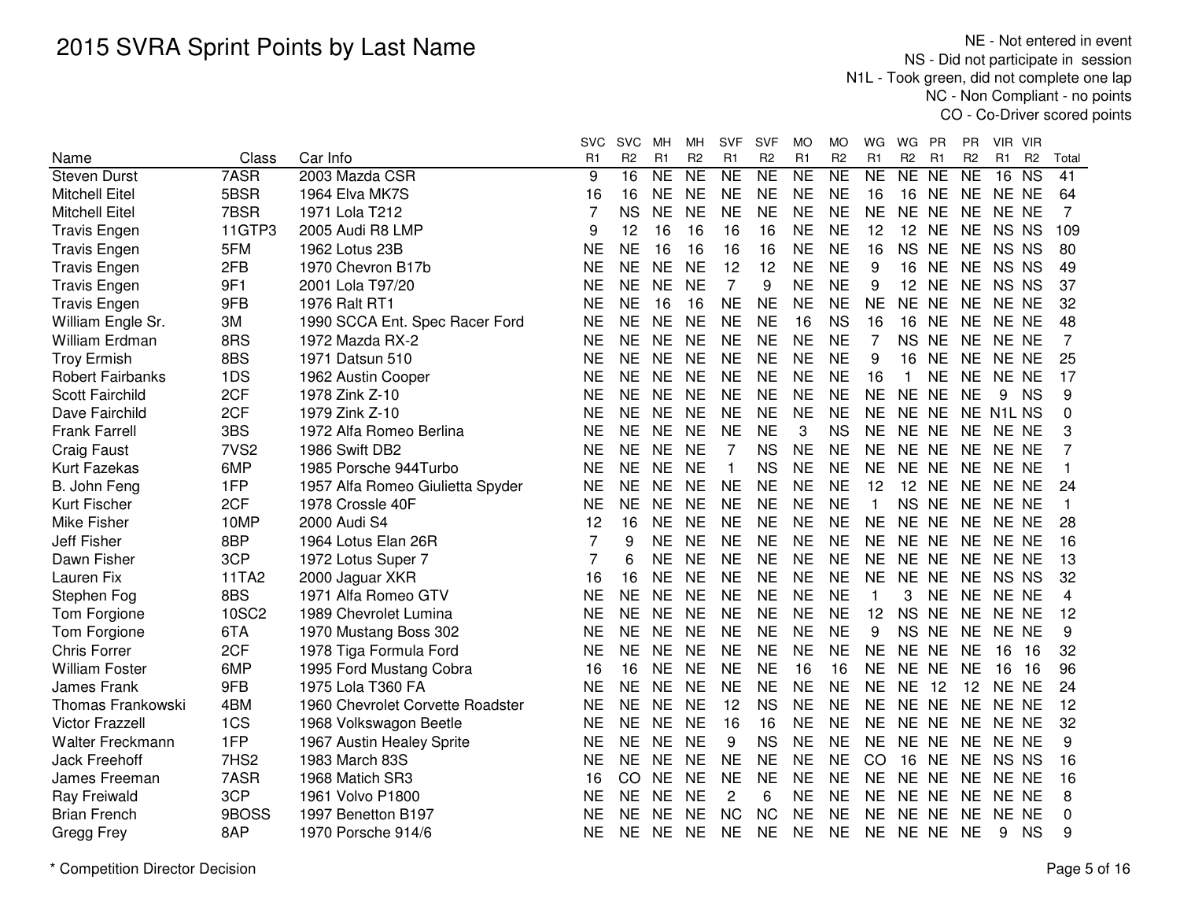# 2015 SVRA Sprint Points by Last Name

NE - Not entered in event
NS - Did not participate in session
N1L - Took green, did not complete one lap
NC - Non Compliant - no points
CO - Co-Driver scored points

| Name | Class | Car Info | SVC R1 | SVC R2 | MH R1 | MH R2 | SVF R1 | SVF R2 | MO R1 | MO R2 | WG R1 | WG R2 | PR R1 | PR R2 | VIR R1 | VIR R2 | Total |
|---|---|---|---|---|---|---|---|---|---|---|---|---|---|---|---|---|---|
| Steven Durst | 7ASR | 2003 Mazda CSR | 9 | 16 | NE | NE | NE | NE | NE | NE | NE | NE | NE | NE | 16 | NS | 41 |
| Mitchell Eitel | 5BSR | 1964 Elva MK7S | 16 | 16 | NE | NE | NE | NE | NE | NE | 16 | 16 | NE | NE | NE | NE | 64 |
| Mitchell Eitel | 7BSR | 1971 Lola T212 | 7 | NS | NE | NE | NE | NE | NE | NE | NE | NE | NE | NE | NE | NE | 7 |
| Travis Engen | 11GTP3 | 2005 Audi R8 LMP | 9 | 12 | 16 | 16 | 16 | 16 | NE | NE | 12 | 12 | NE | NE | NS | NS | 109 |
| Travis Engen | 5FM | 1962 Lotus 23B | NE | NE | 16 | 16 | 16 | 16 | NE | NE | 16 | NS | NE | NE | NS | NS | 80 |
| Travis Engen | 2FB | 1970 Chevron B17b | NE | NE | NE | NE | 12 | 12 | NE | NE | 9 | 16 | NE | NE | NS | NS | 49 |
| Travis Engen | 9F1 | 2001 Lola T97/20 | NE | NE | NE | NE | 7 | 9 | NE | NE | 9 | 12 | NE | NE | NS | NS | 37 |
| Travis Engen | 9FB | 1976 Ralt RT1 | NE | NE | 16 | 16 | NE | NE | NE | NE | NE | NE | NE | NE | NE | NE | 32 |
| William Engle Sr. | 3M | 1990 SCCA Ent. Spec Racer Ford | NE | NE | NE | NE | NE | NE | 16 | NS | 16 | 16 | NE | NE | NE | NE | 48 |
| William Erdman | 8RS | 1972 Mazda RX-2 | NE | NE | NE | NE | NE | NE | NE | NE | 7 | NS | NE | NE | NE | NE | 7 |
| Troy Ermish | 8BS | 1971 Datsun 510 | NE | NE | NE | NE | NE | NE | NE | NE | 9 | 16 | NE | NE | NE | NE | 25 |
| Robert Fairbanks | 1DS | 1962 Austin Cooper | NE | NE | NE | NE | NE | NE | NE | NE | 16 | 1 | NE | NE | NE | NE | 17 |
| Scott Fairchild | 2CF | 1978 Zink Z-10 | NE | NE | NE | NE | NE | NE | NE | NE | NE | NE | NE | NE | 9 | NS | 9 |
| Dave Fairchild | 2CF | 1979 Zink Z-10 | NE | NE | NE | NE | NE | NE | NE | NE | NE | NE | NE | NE | N1L | NS | 0 |
| Frank Farrell | 3BS | 1972 Alfa Romeo Berlina | NE | NE | NE | NE | NE | NE | 3 | NS | NE | NE | NE | NE | NE | NE | 3 |
| Craig Faust | 7VS2 | 1986 Swift DB2 | NE | NE | NE | NE | 7 | NS | NE | NE | NE | NE | NE | NE | NE | NE | 7 |
| Kurt Fazekas | 6MP | 1985 Porsche 944Turbo | NE | NE | NE | NE | 1 | NS | NE | NE | NE | NE | NE | NE | NE | NE | 1 |
| B. John Feng | 1FP | 1957 Alfa Romeo Giulietta Spyder | NE | NE | NE | NE | NE | NE | NE | NE | 12 | 12 | NE | NE | NE | NE | 24 |
| Kurt Fischer | 2CF | 1978 Crossle 40F | NE | NE | NE | NE | NE | NE | NE | NE | 1 | NS | NE | NE | NE | NE | 1 |
| Mike Fisher | 10MP | 2000 Audi S4 | 12 | 16 | NE | NE | NE | NE | NE | NE | NE | NE | NE | NE | NE | NE | 28 |
| Jeff Fisher | 8BP | 1964 Lotus Elan 26R | 7 | 9 | NE | NE | NE | NE | NE | NE | NE | NE | NE | NE | NE | NE | 16 |
| Dawn Fisher | 3CP | 1972 Lotus Super 7 | 7 | 6 | NE | NE | NE | NE | NE | NE | NE | NE | NE | NE | NE | NE | 13 |
| Lauren Fix | 11TA2 | 2000 Jaguar XKR | 16 | 16 | NE | NE | NE | NE | NE | NE | NE | NE | NE | NE | NS | NS | 32 |
| Stephen Fog | 8BS | 1971 Alfa Romeo GTV | NE | NE | NE | NE | NE | NE | NE | NE | 1 | 3 | NE | NE | NE | NE | 4 |
| Tom Forgione | 10SC2 | 1989 Chevrolet Lumina | NE | NE | NE | NE | NE | NE | NE | NE | 12 | NS | NE | NE | NE | NE | 12 |
| Tom Forgione | 6TA | 1970 Mustang Boss 302 | NE | NE | NE | NE | NE | NE | NE | NE | 9 | NS | NE | NE | NE | NE | 9 |
| Chris Forrer | 2CF | 1978 Tiga Formula Ford | NE | NE | NE | NE | NE | NE | NE | NE | NE | NE | NE | NE | 16 | 16 | 32 |
| William Foster | 6MP | 1995 Ford Mustang Cobra | 16 | 16 | NE | NE | NE | NE | 16 | 16 | NE | NE | NE | NE | 16 | 16 | 96 |
| James Frank | 9FB | 1975 Lola T360 FA | NE | NE | NE | NE | NE | NE | NE | NE | NE | NE | 12 | 12 | NE | NE | 24 |
| Thomas Frankowski | 4BM | 1960 Chevrolet Corvette Roadster | NE | NE | NE | NE | 12 | NS | NE | NE | NE | NE | NE | NE | NE | NE | 12 |
| Victor Frazzell | 1CS | 1968 Volkswagon Beetle | NE | NE | NE | NE | 16 | 16 | NE | NE | NE | NE | NE | NE | NE | NE | 32 |
| Walter Freckmann | 1FP | 1967 Austin Healey Sprite | NE | NE | NE | NE | 9 | NS | NE | NE | NE | NE | NE | NE | NE | NE | 9 |
| Jack Freehoff | 7HS2 | 1983 March 83S | NE | NE | NE | NE | NE | NE | NE | NE | CO | 16 | NE | NE | NS | NS | 16 |
| James Freeman | 7ASR | 1968 Matich SR3 | 16 | CO | NE | NE | NE | NE | NE | NE | NE | NE | NE | NE | NE | NE | 16 |
| Ray Freiwald | 3CP | 1961 Volvo P1800 | NE | NE | NE | NE | 2 | 6 | NE | NE | NE | NE | NE | NE | NE | NE | 8 |
| Brian French | 9BOSS | 1997 Benetton B197 | NE | NE | NE | NE | NC | NC | NE | NE | NE | NE | NE | NE | NE | NE | 0 |
| Gregg Frey | 8AP | 1970 Porsche 914/6 | NE | NE | NE | NE | NE | NE | NE | NE | NE | NE | NE | NE | 9 | NS | 9 |

\* Competition Director Decision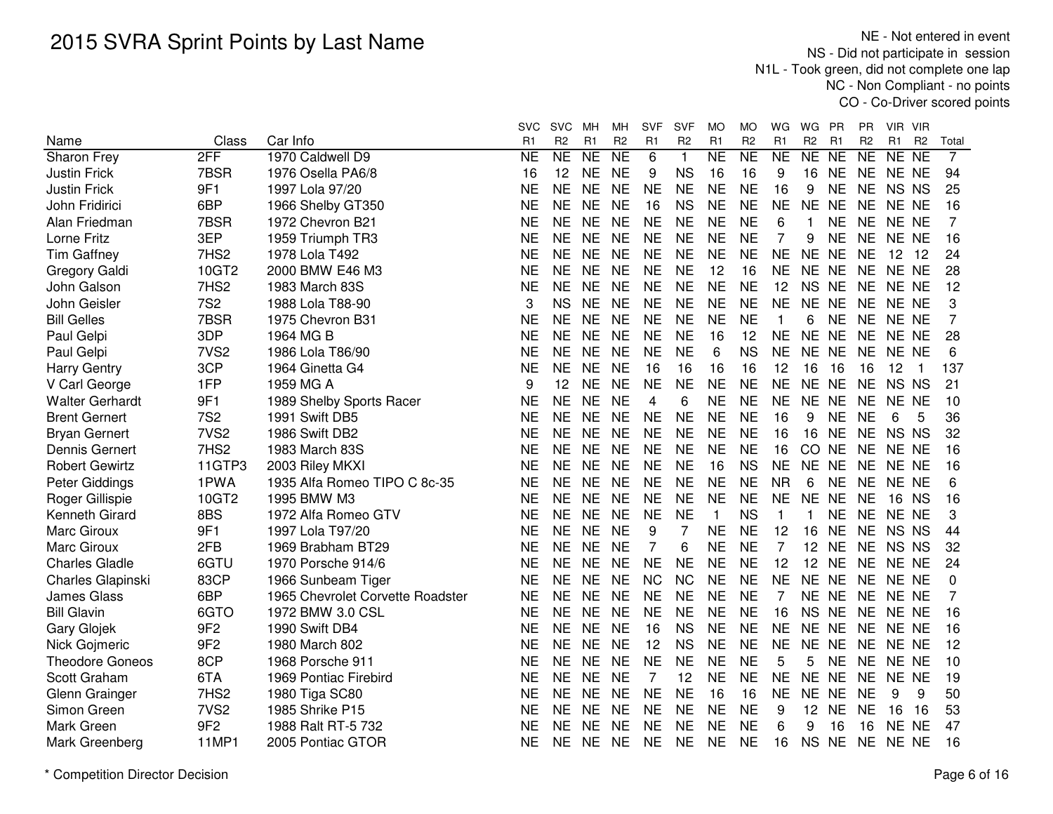# 2015 SVRA Sprint Points by Last Name

NE - Not entered in event
NS - Did not participate in session
N1L - Took green, did not complete one lap
NC - Non Compliant - no points
CO - Co-Driver scored points

| Name | Class | Car Info | SVC R1 | SVC R2 | MH R1 | MH R2 | SVF R1 | SVF R2 | MO R1 | MO R2 | WG R1 | WG R2 | PR R1 | PR R2 | VIR R1 | VIR R2 | Total |
|---|---|---|---|---|---|---|---|---|---|---|---|---|---|---|---|---|---|
| Sharon Frey | 2FF | 1970 Caldwell D9 | NE | NE | NE | NE | 6 | 1 | NE | NE | NE | NE | NE | NE | NE | NE | 7 |
| Justin Frick | 7BSR | 1976 Osella PA6/8 | 16 | 12 | NE | NE | 9 | NS | 16 | 16 | 9 | 16 | NE | NE | NE | NE | 94 |
| Justin Frick | 9F1 | 1997 Lola 97/20 | NE | NE | NE | NE | NE | NE | NE | NE | 16 | 9 | NE | NE | NS | NS | 25 |
| John Fridirici | 6BP | 1966 Shelby GT350 | NE | NE | NE | NE | 16 | NS | NE | NE | NE | NE | NE | NE | NE | NE | 16 |
| Alan Friedman | 7BSR | 1972 Chevron B21 | NE | NE | NE | NE | NE | NE | NE | NE | 6 | 1 | NE | NE | NE | NE | 7 |
| Lorne Fritz | 3EP | 1959 Triumph TR3 | NE | NE | NE | NE | NE | NE | NE | NE | 7 | 9 | NE | NE | NE | NE | 16 |
| Tim Gaffney | 7HS2 | 1978 Lola T492 | NE | NE | NE | NE | NE | NE | NE | NE | NE | NE | NE | NE | 12 | 12 | 24 |
| Gregory Galdi | 10GT2 | 2000 BMW E46 M3 | NE | NE | NE | NE | NE | NE | 12 | 16 | NE | NE | NE | NE | NE | NE | 28 |
| John Galson | 7HS2 | 1983 March 83S | NE | NE | NE | NE | NE | NE | NE | NE | 12 | NS | NE | NE | NE | NE | 12 |
| John Geisler | 7S2 | 1988 Lola T88-90 | 3 | NS | NE | NE | NE | NE | NE | NE | NE | NE | NE | NE | NE | NE | 3 |
| Bill Gelles | 7BSR | 1975 Chevron B31 | NE | NE | NE | NE | NE | NE | NE | NE | 1 | 6 | NE | NE | NE | NE | 7 |
| Paul Gelpi | 3DP | 1964 MG B | NE | NE | NE | NE | NE | NE | 16 | 12 | NE | NE | NE | NE | NE | NE | 28 |
| Paul Gelpi | 7VS2 | 1986 Lola T86/90 | NE | NE | NE | NE | NE | NE | 6 | NS | NE | NE | NE | NE | NE | NE | 6 |
| Harry Gentry | 3CP | 1964 Ginetta G4 | NE | NE | NE | NE | 16 | 16 | 16 | 16 | 12 | 16 | 16 | 16 | 12 | 1 | 137 |
| V Carl George | 1FP | 1959 MG A | 9 | 12 | NE | NE | NE | NE | NE | NE | NE | NE | NE | NE | NS | NS | 21 |
| Walter Gerhardt | 9F1 | 1989 Shelby Sports Racer | NE | NE | NE | NE | 4 | 6 | NE | NE | NE | NE | NE | NE | NE | NE | 10 |
| Brent Gernert | 7S2 | 1991 Swift DB5 | NE | NE | NE | NE | NE | NE | NE | NE | 16 | 9 | NE | NE | 6 | 5 | 36 |
| Bryan Gernert | 7VS2 | 1986 Swift DB2 | NE | NE | NE | NE | NE | NE | NE | NE | 16 | 16 | NE | NE | NS | NS | 32 |
| Dennis Gernert | 7HS2 | 1983 March 83S | NE | NE | NE | NE | NE | NE | NE | NE | 16 | CO | NE | NE | NE | NE | 16 |
| Robert Gewirtz | 11GTP3 | 2003 Riley MKXI | NE | NE | NE | NE | NE | NE | 16 | NS | NE | NE | NE | NE | NE | NE | 16 |
| Peter Giddings | 1PWA | 1935 Alfa Romeo TIPO C 8c-35 | NE | NE | NE | NE | NE | NE | NE | NE | NR | 6 | NE | NE | NE | NE | 6 |
| Roger Gillispie | 10GT2 | 1995 BMW M3 | NE | NE | NE | NE | NE | NE | NE | NE | NE | NE | NE | NE | 16 | NS | 16 |
| Kenneth Girard | 8BS | 1972 Alfa Romeo GTV | NE | NE | NE | NE | NE | NE | 1 | NS | 1 | 1 | NE | NE | NE | NE | 3 |
| Marc Giroux | 9F1 | 1997 Lola T97/20 | NE | NE | NE | NE | 9 | 7 | NE | NE | 12 | 16 | NE | NE | NS | NS | 44 |
| Marc Giroux | 2FB | 1969 Brabham BT29 | NE | NE | NE | NE | 7 | 6 | NE | NE | 7 | 12 | NE | NE | NS | NS | 32 |
| Charles Gladle | 6GTU | 1970 Porsche 914/6 | NE | NE | NE | NE | NE | NE | NE | NE | 12 | 12 | NE | NE | NE | NE | 24 |
| Charles Glapinski | 83CP | 1966 Sunbeam Tiger | NE | NE | NE | NE | NC | NC | NE | NE | NE | NE | NE | NE | NE | NE | 0 |
| James Glass | 6BP | 1965 Chevrolet Corvette Roadster | NE | NE | NE | NE | NE | NE | NE | NE | 7 | NE | NE | NE | NE | NE | 7 |
| Bill Glavin | 6GTO | 1972 BMW 3.0 CSL | NE | NE | NE | NE | NE | NE | NE | NE | 16 | NS | NE | NE | NE | NE | 16 |
| Gary Glojek | 9F2 | 1990 Swift DB4 | NE | NE | NE | NE | 16 | NS | NE | NE | NE | NE | NE | NE | NE | NE | 16 |
| Nick Gojmeric | 9F2 | 1980 March 802 | NE | NE | NE | NE | 12 | NS | NE | NE | NE | NE | NE | NE | NE | NE | 12 |
| Theodore Goneos | 8CP | 1968 Porsche 911 | NE | NE | NE | NE | NE | NE | NE | NE | 5 | 5 | NE | NE | NE | NE | 10 |
| Scott Graham | 6TA | 1969 Pontiac Firebird | NE | NE | NE | NE | 7 | 12 | NE | NE | NE | NE | NE | NE | NE | NE | 19 |
| Glenn Grainger | 7HS2 | 1980 Tiga SC80 | NE | NE | NE | NE | NE | NE | 16 | 16 | NE | NE | NE | NE | 9 | 9 | 50 |
| Simon Green | 7VS2 | 1985 Shrike P15 | NE | NE | NE | NE | NE | NE | NE | NE | 9 | 12 | NE | NE | 16 | 16 | 53 |
| Mark Green | 9F2 | 1988 Ralt RT-5 732 | NE | NE | NE | NE | NE | NE | NE | NE | 6 | 9 | 16 | 16 | NE | NE | 47 |
| Mark Greenberg | 11MP1 | 2005 Pontiac GTOR | NE | NE | NE | NE | NE | NE | NE | NE | 16 | NS | NE | NE | NE | NE | 16 |

* Competition Director Decision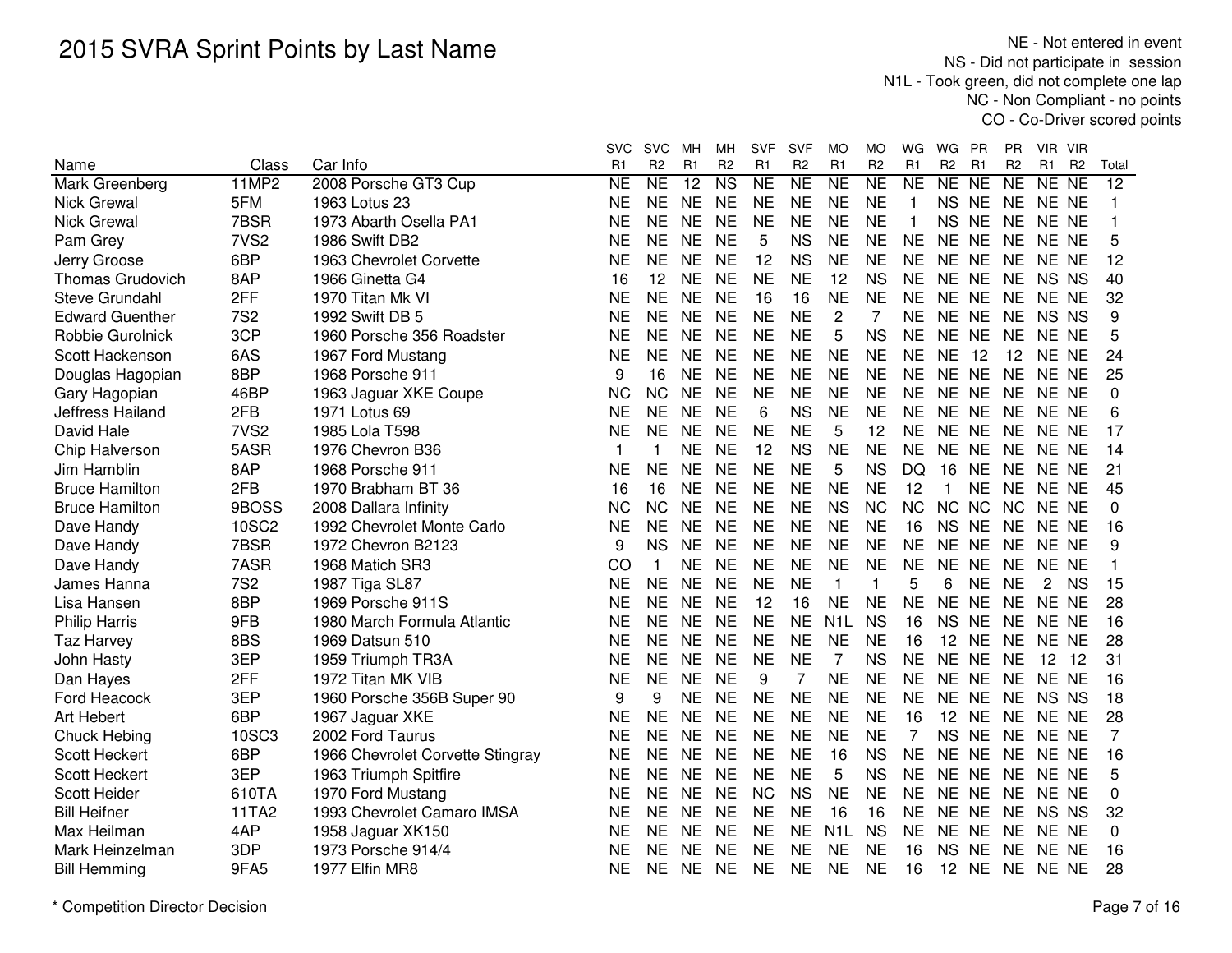# 2015 SVRA Sprint Points by Last Name

NE - Not entered in event
NS - Did not participate in session
N1L - Took green, did not complete one lap
NC - Non Compliant - no points
CO - Co-Driver scored points

| Name | Class | Car Info | SVC R1 | SVC R2 | MH R1 | MH R2 | SVF R1 | SVF R2 | MO R1 | MO R2 | WG R1 | WG R2 | PR R1 | PR R2 | VIR R1 | VIR R2 | Total |
|---|---|---|---|---|---|---|---|---|---|---|---|---|---|---|---|---|---|
| Mark Greenberg | 11MP2 | 2008 Porsche GT3 Cup | NE | NE | 12 | NS | NE | NE | NE | NE | NE | NE | NE | NE | NE | NE | 12 |
| Nick Grewal | 5FM | 1963 Lotus 23 | NE | NE | NE | NE | NE | NE | NE | NE | 1 | NS | NE | NE | NE | NE | 1 |
| Nick Grewal | 7BSR | 1973 Abarth Osella PA1 | NE | NE | NE | NE | NE | NE | NE | NE | 1 | NS | NE | NE | NE | NE | 1 |
| Pam Grey | 7VS2 | 1986 Swift DB2 | NE | NE | NE | NE | 5 | NS | NE | NE | NE | NE | NE | NE | NE | NE | 5 |
| Jerry Groose | 6BP | 1963 Chevrolet Corvette | NE | NE | NE | NE | 12 | NS | NE | NE | NE | NE | NE | NE | NE | NE | 12 |
| Thomas Grudovich | 8AP | 1966 Ginetta G4 | 16 | 12 | NE | NE | NE | NE | 12 | NS | NE | NE | NE | NE | NS | NS | 40 |
| Steve Grundahl | 2FF | 1970 Titan Mk VI | NE | NE | NE | NE | 16 | 16 | NE | NE | NE | NE | NE | NE | NE | NE | 32 |
| Edward Guenther | 7S2 | 1992 Swift DB 5 | NE | NE | NE | NE | NE | NE | 2 | 7 | NE | NE | NE | NE | NS | NS | 9 |
| Robbie Gurolnick | 3CP | 1960 Porsche 356 Roadster | NE | NE | NE | NE | NE | NE | 5 | NS | NE | NE | NE | NE | NE | NE | 5 |
| Scott Hackenson | 6AS | 1967 Ford Mustang | NE | NE | NE | NE | NE | NE | NE | NE | NE | NE | 12 | 12 | NE | NE | 24 |
| Douglas Hagopian | 8BP | 1968 Porsche 911 | 9 | 16 | NE | NE | NE | NE | NE | NE | NE | NE | NE | NE | NE | NE | 25 |
| Gary Hagopian | 46BP | 1963 Jaguar XKE Coupe | NC | NC | NE | NE | NE | NE | NE | NE | NE | NE | NE | NE | NE | NE | 0 |
| Jeffress Hailand | 2FB | 1971 Lotus 69 | NE | NE | NE | NE | 6 | NS | NE | NE | NE | NE | NE | NE | NE | NE | 6 |
| David Hale | 7VS2 | 1985 Lola T598 | NE | NE | NE | NE | NE | NE | 5 | 12 | NE | NE | NE | NE | NE | NE | 17 |
| Chip Halverson | 5ASR | 1976 Chevron B36 | 1 | 1 | NE | NE | 12 | NS | NE | NE | NE | NE | NE | NE | NE | NE | 14 |
| Jim Hamblin | 8AP | 1968 Porsche 911 | NE | NE | NE | NE | NE | NE | 5 | NS | DQ | 16 | NE | NE | NE | NE | 21 |
| Bruce Hamilton | 2FB | 1970 Brabham BT 36 | 16 | 16 | NE | NE | NE | NE | NE | NE | 12 | 1 | NE | NE | NE | NE | 45 |
| Bruce Hamilton | 9BOSS | 2008 Dallara Infinity | NC | NC | NE | NE | NE | NE | NS | NC | NC | NC | NC | NC | NE | NE | 0 |
| Dave Handy | 10SC2 | 1992 Chevrolet Monte Carlo | NE | NE | NE | NE | NE | NE | NE | NE | 16 | NS | NE | NE | NE | NE | 16 |
| Dave Handy | 7BSR | 1972 Chevron B2123 | 9 | NS | NE | NE | NE | NE | NE | NE | NE | NE | NE | NE | NE | NE | 9 |
| Dave Handy | 7ASR | 1968 Matich SR3 | CO | 1 | NE | NE | NE | NE | NE | NE | NE | NE | NE | NE | NE | NE | 1 |
| James Hanna | 7S2 | 1987 Tiga SL87 | NE | NE | NE | NE | NE | NE | 1 | 1 | 5 | 6 | NE | NE | 2 | NS | 15 |
| Lisa Hansen | 8BP | 1969 Porsche 911S | NE | NE | NE | NE | 12 | 16 | NE | NE | NE | NE | NE | NE | NE | NE | 28 |
| Philip Harris | 9FB | 1980 March Formula Atlantic | NE | NE | NE | NE | NE | NE | N1L | NS | 16 | NS | NE | NE | NE | NE | 16 |
| Taz Harvey | 8BS | 1969 Datsun 510 | NE | NE | NE | NE | NE | NE | NE | NE | 16 | 12 | NE | NE | NE | NE | 28 |
| John Hasty | 3EP | 1959 Triumph TR3A | NE | NE | NE | NE | NE | NE | 7 | NS | NE | NE | NE | NE | 12 | 12 | 31 |
| Dan Hayes | 2FF | 1972 Titan MK VIB | NE | NE | NE | NE | 9 | 7 | NE | NE | NE | NE | NE | NE | NE | NE | 16 |
| Ford Heacock | 3EP | 1960 Porsche 356B Super 90 | 9 | 9 | NE | NE | NE | NE | NE | NE | NE | NE | NE | NE | NS | NS | 18 |
| Art Hebert | 6BP | 1967 Jaguar XKE | NE | NE | NE | NE | NE | NE | NE | NE | 16 | 12 | NE | NE | NE | NE | 28 |
| Chuck Hebing | 10SC3 | 2002 Ford Taurus | NE | NE | NE | NE | NE | NE | NE | NE | 7 | NS | NE | NE | NE | NE | 7 |
| Scott Heckert | 6BP | 1966 Chevrolet Corvette Stingray | NE | NE | NE | NE | NE | NE | 16 | NS | NE | NE | NE | NE | NE | NE | 16 |
| Scott Heckert | 3EP | 1963 Triumph Spitfire | NE | NE | NE | NE | NE | NE | 5 | NS | NE | NE | NE | NE | NE | NE | 5 |
| Scott Heider | 610TA | 1970 Ford Mustang | NE | NE | NE | NE | NC | NS | NE | NE | NE | NE | NE | NE | NE | NE | 0 |
| Bill Heifner | 11TA2 | 1993 Chevrolet Camaro IMSA | NE | NE | NE | NE | NE | NE | 16 | 16 | NE | NE | NE | NE | NS | NS | 32 |
| Max Heilman | 4AP | 1958 Jaguar XK150 | NE | NE | NE | NE | NE | NE | N1L | NS | NE | NE | NE | NE | NE | NE | 0 |
| Mark Heinzelman | 3DP | 1973 Porsche 914/4 | NE | NE | NE | NE | NE | NE | NE | NE | 16 | NS | NE | NE | NE | NE | 16 |
| Bill Hemming | 9FA5 | 1977 Elfin MR8 | NE | NE | NE | NE | NE | NE | NE | NE | 16 | 12 | NE | NE | NE | NE | 28 |

\* Competition Director Decision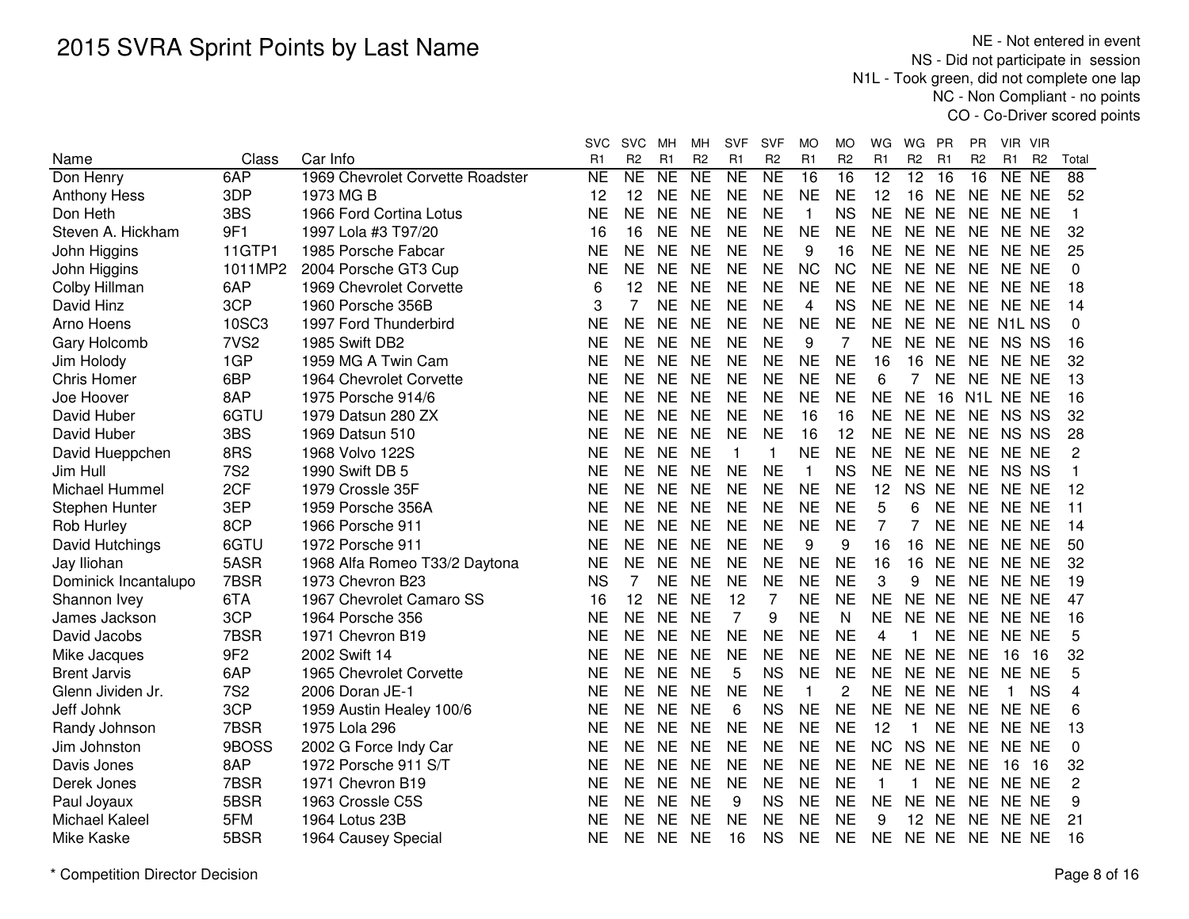# 2015 SVRA Sprint Points by Last Name

NE - Not entered in event
NS - Did not participate in session
N1L - Took green, did not complete one lap
NC - Non Compliant - no points
CO - Co-Driver scored points

| Name | Class | Car Info | SVC R1 | SVC R2 | MH R1 | MH R2 | SVF R1 | SVF R2 | MO R1 | MO R2 | WG R1 | WG R2 | PR R1 | PR R2 | VIR R1 | VIR R2 | Total |
|---|---|---|---|---|---|---|---|---|---|---|---|---|---|---|---|---|---|
| Don Henry | 6AP | 1969 Chevrolet Corvette Roadster | NE | NE | NE | NE | NE | NE | 16 | 16 | 12 | 12 | 16 | 16 | NE | NE | 88 |
| Anthony Hess | 3DP | 1973 MG B | 12 | 12 | NE | NE | NE | NE | NE | NE | 12 | 16 | NE | NE | NE | NE | 52 |
| Don Heth | 3BS | 1966 Ford Cortina Lotus | NE | NE | NE | NE | NE | NE | 1 | NS | NE | NE | NE | NE | NE | NE | 1 |
| Steven A. Hickham | 9F1 | 1997 Lola #3 T97/20 | 16 | 16 | NE | NE | NE | NE | NE | NE | NE | NE | NE | NE | NE | NE | 32 |
| John Higgins | 11GTP1 | 1985 Porsche Fabcar | NE | NE | NE | NE | NE | NE | 9 | 16 | NE | NE | NE | NE | NE | NE | 25 |
| John Higgins | 1011MP2 | 2004 Porsche GT3 Cup | NE | NE | NE | NE | NE | NE | NC | NC | NE | NE | NE | NE | NE | NE | 0 |
| Colby Hillman | 6AP | 1969 Chevrolet Corvette | 6 | 12 | NE | NE | NE | NE | NE | NE | NE | NE | NE | NE | NE | NE | 18 |
| David Hinz | 3CP | 1960 Porsche 356B | 3 | 7 | NE | NE | NE | NE | 4 | NS | NE | NE | NE | NE | NE | NE | 14 |
| Arno Hoens | 10SC3 | 1997 Ford Thunderbird | NE | NE | NE | NE | NE | NE | NE | NE | NE | NE | NE | NE | N1L | NS | 0 |
| Gary Holcomb | 7VS2 | 1985 Swift DB2 | NE | NE | NE | NE | NE | NE | 9 | 7 | NE | NE | NE | NE | NS | NS | 16 |
| Jim Holody | 1GP | 1959 MG A Twin Cam | NE | NE | NE | NE | NE | NE | NE | NE | 16 | 16 | NE | NE | NE | NE | 32 |
| Chris Homer | 6BP | 1964 Chevrolet Corvette | NE | NE | NE | NE | NE | NE | NE | NE | 6 | 7 | NE | NE | NE | NE | 13 |
| Joe Hoover | 8AP | 1975 Porsche 914/6 | NE | NE | NE | NE | NE | NE | NE | NE | NE | NE | 16 | N1L | NE | NE | 16 |
| David Huber | 6GTU | 1979 Datsun 280 ZX | NE | NE | NE | NE | NE | NE | 16 | 16 | NE | NE | NE | NE | NS | NS | 32 |
| David Huber | 3BS | 1969 Datsun 510 | NE | NE | NE | NE | NE | NE | 16 | 12 | NE | NE | NE | NE | NS | NS | 28 |
| David Hueppchen | 8RS | 1968 Volvo 122S | NE | NE | NE | NE | 1 | 1 | NE | NE | NE | NE | NE | NE | NE | NE | 2 |
| Jim Hull | 7S2 | 1990 Swift DB 5 | NE | NE | NE | NE | NE | NE | 1 | NS | NE | NE | NE | NE | NS | NS | 1 |
| Michael Hummel | 2CF | 1979 Crossle 35F | NE | NE | NE | NE | NE | NE | NE | NE | 12 | NS | NE | NE | NE | NE | 12 |
| Stephen Hunter | 3EP | 1959 Porsche 356A | NE | NE | NE | NE | NE | NE | NE | NE | 5 | 6 | NE | NE | NE | NE | 11 |
| Rob Hurley | 8CP | 1966 Porsche 911 | NE | NE | NE | NE | NE | NE | NE | NE | 7 | 7 | NE | NE | NE | NE | 14 |
| David Hutchings | 6GTU | 1972 Porsche 911 | NE | NE | NE | NE | NE | NE | 9 | 9 | 16 | 16 | NE | NE | NE | NE | 50 |
| Jay Iliohan | 5ASR | 1968 Alfa Romeo T33/2 Daytona | NE | NE | NE | NE | NE | NE | NE | NE | 16 | 16 | NE | NE | NE | NE | 32 |
| Dominick Incantalupo | 7BSR | 1973 Chevron B23 | NS | 7 | NE | NE | NE | NE | NE | NE | 3 | 9 | NE | NE | NE | NE | 19 |
| Shannon Ivey | 6TA | 1967 Chevrolet Camaro SS | 16 | 12 | NE | NE | 12 | 7 | NE | NE | NE | NE | NE | NE | NE | NE | 47 |
| James Jackson | 3CP | 1964 Porsche 356 | NE | NE | NE | NE | 7 | 9 | NE | N | NE | NE | NE | NE | NE | NE | 16 |
| David Jacobs | 7BSR | 1971 Chevron B19 | NE | NE | NE | NE | NE | NE | NE | NE | 4 | 1 | NE | NE | NE | NE | 5 |
| Mike Jacques | 9F2 | 2002 Swift 14 | NE | NE | NE | NE | NE | NE | NE | NE | NE | NE | NE | NE | 16 | 16 | 32 |
| Brent Jarvis | 6AP | 1965 Chevrolet Corvette | NE | NE | NE | NE | 5 | NS | NE | NE | NE | NE | NE | NE | NE | NE | 5 |
| Glenn Jividen Jr. | 7S2 | 2006 Doran JE-1 | NE | NE | NE | NE | NE | NE | 1 | 2 | NE | NE | NE | NE | 1 | NS | 4 |
| Jeff Johnk | 3CP | 1959 Austin Healey 100/6 | NE | NE | NE | NE | 6 | NS | NE | NE | NE | NE | NE | NE | NE | NE | 6 |
| Randy Johnson | 7BSR | 1975 Lola 296 | NE | NE | NE | NE | NE | NE | NE | NE | 12 | 1 | NE | NE | NE | NE | 13 |
| Jim Johnston | 9BOSS | 2002 G Force Indy Car | NE | NE | NE | NE | NE | NE | NE | NE | NC | NS | NE | NE | NE | NE | 0 |
| Davis Jones | 8AP | 1972 Porsche 911 S/T | NE | NE | NE | NE | NE | NE | NE | NE | NE | NE | NE | NE | 16 | 16 | 32 |
| Derek Jones | 7BSR | 1971 Chevron B19 | NE | NE | NE | NE | NE | NE | NE | NE | 1 | 1 | NE | NE | NE | NE | 2 |
| Paul Joyaux | 5BSR | 1963 Crossle C5S | NE | NE | NE | NE | 9 | NS | NE | NE | NE | NE | NE | NE | NE | NE | 9 |
| Michael Kaleel | 5FM | 1964 Lotus 23B | NE | NE | NE | NE | NE | NE | NE | NE | 9 | 12 | NE | NE | NE | NE | 21 |
| Mike Kaske | 5BSR | 1964 Causey Special | NE | NE | NE | NE | 16 | NS | NE | NE | NE | NE | NE | NE | NE | NE | 16 |

\* Competition Director Decision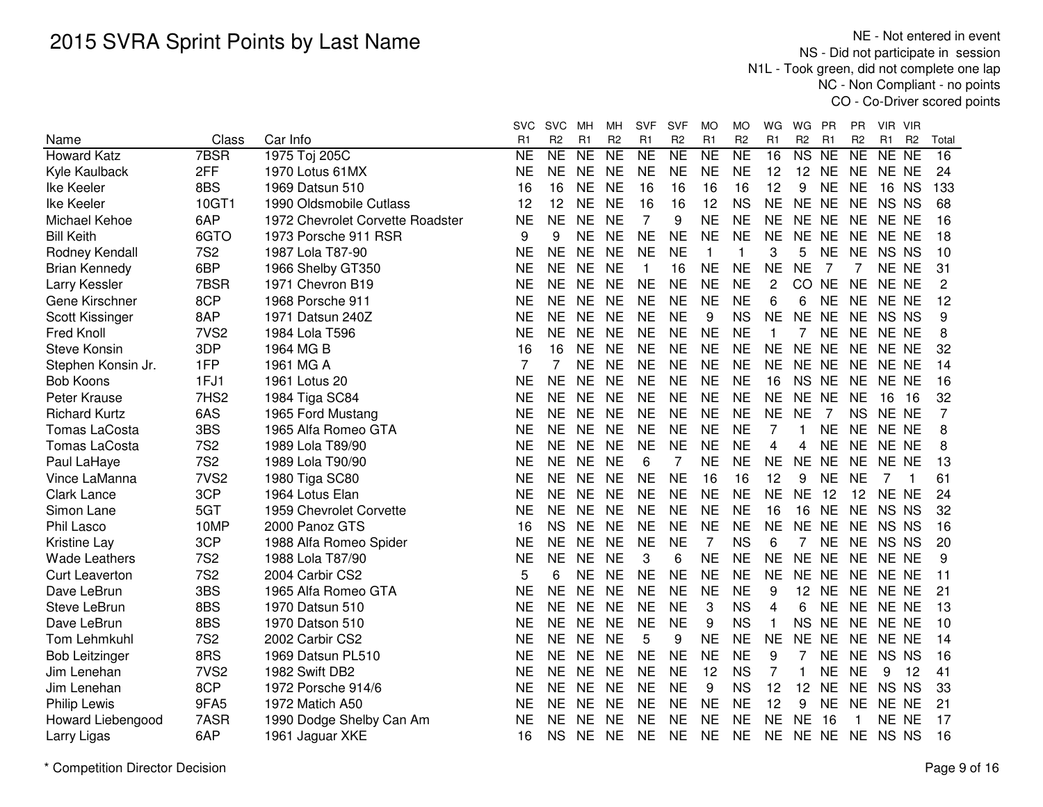# 2015 SVRA Sprint Points by Last Name

NE - Not entered in event
NS - Did not participate in session
N1L - Took green, did not complete one lap
NC - Non Compliant - no points
CO - Co-Driver scored points

| Name | Class | Car Info | SVC R1 | SVC R2 | MH R1 | MH R2 | SVF R1 | SVF R2 | MO R1 | MO R2 | WG R1 | WG R2 | PR R1 | PR R2 | VIR R1 | VIR R2 | Total |
|---|---|---|---|---|---|---|---|---|---|---|---|---|---|---|---|---|---|
| Howard Katz | 7BSR | 1975 Toj 205C | NE | NE | NE | NE | NE | NE | NE | NE | 16 | NS | NE | NE | NE | NE | 16 |
| Kyle Kaulback | 2FF | 1970 Lotus 61MX | NE | NE | NE | NE | NE | NE | NE | NE | 12 | 12 | NE | NE | NE | NE | 24 |
| Ike Keeler | 8BS | 1969 Datsun 510 | 16 | 16 | NE | NE | 16 | 16 | 16 | 16 | 12 | 9 | NE | NE | 16 | NS | 133 |
| Ike Keeler | 10GT1 | 1990 Oldsmobile Cutlass | 12 | 12 | NE | NE | 16 | 16 | 12 | NS | NE | NE | NE | NE | NS | NS | 68 |
| Michael Kehoe | 6AP | 1972 Chevrolet Corvette Roadster | NE | NE | NE | NE | 7 | 9 | NE | NE | NE | NE | NE | NE | NE | NE | 16 |
| Bill Keith | 6GTO | 1973 Porsche 911 RSR | 9 | 9 | NE | NE | NE | NE | NE | NE | NE | NE | NE | NE | NE | NE | 18 |
| Rodney Kendall | 7S2 | 1987 Lola T87-90 | NE | NE | NE | NE | NE | NE | 1 | 1 | 3 | 5 | NE | NE | NS | NS | 10 |
| Brian Kennedy | 6BP | 1966 Shelby GT350 | NE | NE | NE | NE | 1 | 16 | NE | NE | NE | NE | 7 | 7 | NE | NE | 31 |
| Larry Kessler | 7BSR | 1971 Chevron B19 | NE | NE | NE | NE | NE | NE | NE | NE | 2 | CO | NE | NE | NE | NE | 2 |
| Gene Kirschner | 8CP | 1968 Porsche 911 | NE | NE | NE | NE | NE | NE | NE | NE | 6 | 6 | NE | NE | NE | NE | 12 |
| Scott Kissinger | 8AP | 1971 Datsun 240Z | NE | NE | NE | NE | NE | NE | 9 | NS | NE | NE | NE | NE | NS | NS | 9 |
| Fred Knoll | 7VS2 | 1984 Lola T596 | NE | NE | NE | NE | NE | NE | NE | NE | 1 | 7 | NE | NE | NE | NE | 8 |
| Steve Konsin | 3DP | 1964 MG B | 16 | 16 | NE | NE | NE | NE | NE | NE | NE | NE | NE | NE | NE | NE | 32 |
| Stephen Konsin Jr. | 1FP | 1961 MG A | 7 | 7 | NE | NE | NE | NE | NE | NE | NE | NE | NE | NE | NE | NE | 14 |
| Bob Koons | 1FJ1 | 1961 Lotus 20 | NE | NE | NE | NE | NE | NE | NE | NE | 16 | NS | NE | NE | NE | NE | 16 |
| Peter Krause | 7HS2 | 1984 Tiga SC84 | NE | NE | NE | NE | NE | NE | NE | NE | NE | NE | NE | NE | 16 | 16 | 32 |
| Richard Kurtz | 6AS | 1965 Ford Mustang | NE | NE | NE | NE | NE | NE | NE | NE | NE | NE | 7 | NS | NE | NE | 7 |
| Tomas LaCosta | 3BS | 1965 Alfa Romeo GTA | NE | NE | NE | NE | NE | NE | NE | NE | 7 | 1 | NE | NE | NE | NE | 8 |
| Tomas LaCosta | 7S2 | 1989 Lola T89/90 | NE | NE | NE | NE | NE | NE | NE | NE | 4 | 4 | NE | NE | NE | NE | 8 |
| Paul LaHaye | 7S2 | 1989 Lola T90/90 | NE | NE | NE | NE | 6 | 7 | NE | NE | NE | NE | NE | NE | NE | NE | 13 |
| Vince LaManna | 7VS2 | 1980 Tiga SC80 | NE | NE | NE | NE | NE | NE | 16 | 16 | 12 | 9 | NE | NE | 7 | 1 | 61 |
| Clark Lance | 3CP | 1964 Lotus Elan | NE | NE | NE | NE | NE | NE | NE | NE | NE | NE | 12 | 12 | NE | NE | 24 |
| Simon Lane | 5GT | 1959 Chevrolet Corvette | NE | NE | NE | NE | NE | NE | NE | NE | 16 | 16 | NE | NE | NS | NS | 32 |
| Phil Lasco | 10MP | 2000 Panoz GTS | 16 | NS | NE | NE | NE | NE | NE | NE | NE | NE | NE | NE | NS | NS | 16 |
| Kristine Lay | 3CP | 1988 Alfa Romeo Spider | NE | NE | NE | NE | NE | NE | 7 | NS | 6 | 7 | NE | NE | NS | NS | 20 |
| Wade Leathers | 7S2 | 1988 Lola T87/90 | NE | NE | NE | NE | 3 | 6 | NE | NE | NE | NE | NE | NE | NE | NE | 9 |
| Curt Leaverton | 7S2 | 2004 Carbir CS2 | 5 | 6 | NE | NE | NE | NE | NE | NE | NE | NE | NE | NE | NE | NE | 11 |
| Dave LeBrun | 3BS | 1965 Alfa Romeo GTA | NE | NE | NE | NE | NE | NE | NE | NE | 9 | 12 | NE | NE | NE | NE | 21 |
| Steve LeBrun | 8BS | 1970 Datsun 510 | NE | NE | NE | NE | NE | NE | 3 | NS | 4 | 6 | NE | NE | NE | NE | 13 |
| Dave LeBrun | 8BS | 1970 Datson 510 | NE | NE | NE | NE | NE | NE | 9 | NS | 1 | NS | NE | NE | NE | NE | 10 |
| Tom Lehmkuhl | 7S2 | 2002 Carbir CS2 | NE | NE | NE | NE | 5 | 9 | NE | NE | NE | NE | NE | NE | NE | NE | 14 |
| Bob Leitzinger | 8RS | 1969 Datsun PL510 | NE | NE | NE | NE | NE | NE | NE | NE | 9 | 7 | NE | NE | NS | NS | 16 |
| Jim Lenehan | 7VS2 | 1982 Swift DB2 | NE | NE | NE | NE | NE | NE | 12 | NS | 7 | 1 | NE | NE | 9 | 12 | 41 |
| Jim Lenehan | 8CP | 1972 Porsche 914/6 | NE | NE | NE | NE | NE | NE | 9 | NS | 12 | 12 | NE | NE | NS | NS | 33 |
| Philip Lewis | 9FA5 | 1972 Matich A50 | NE | NE | NE | NE | NE | NE | NE | NE | 12 | 9 | NE | NE | NE | NE | 21 |
| Howard Liebengood | 7ASR | 1990 Dodge Shelby Can Am | NE | NE | NE | NE | NE | NE | NE | NE | NE | NE | 16 | 1 | NE | NE | 17 |
| Larry Ligas | 6AP | 1961 Jaguar XKE | 16 | NS | NE | NE | NE | NE | NE | NE | NE | NE | NE | NE | NS | NS | 16 |

\* Competition Director Decision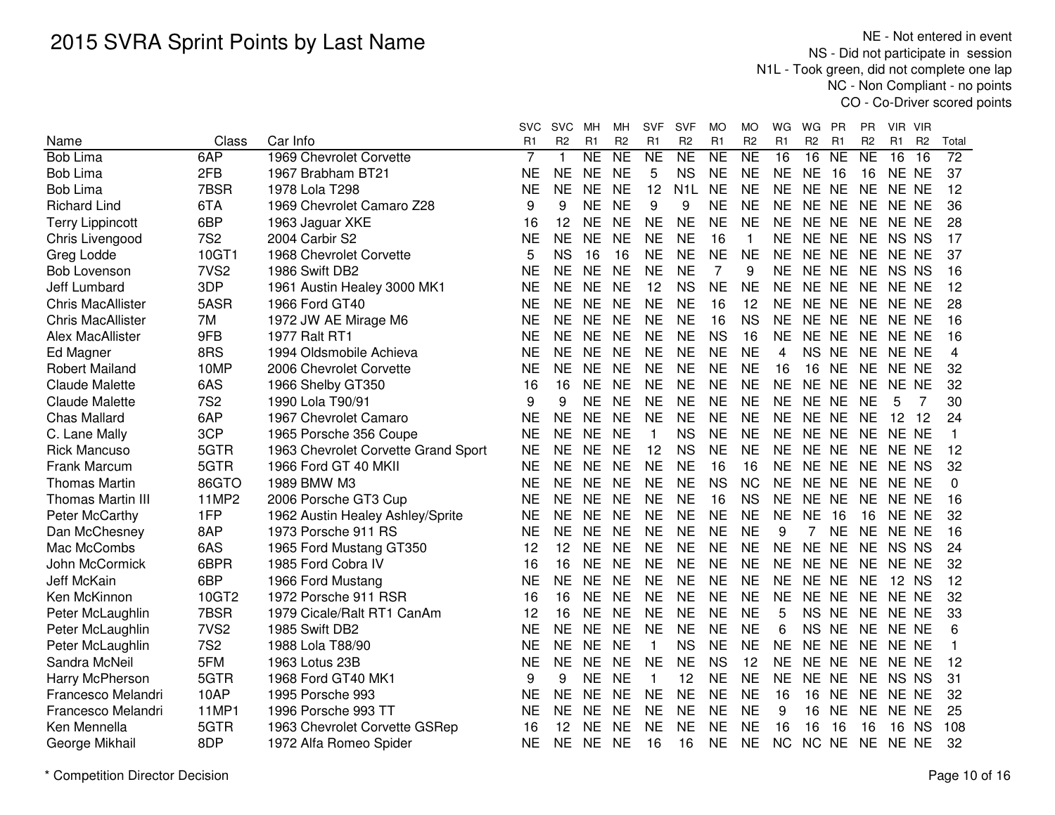# 2015 SVRA Sprint Points by Last Name

NE - Not entered in event
NS - Did not participate in session
N1L - Took green, did not complete one lap
NC - Non Compliant - no points
CO - Co-Driver scored points

| Name | Class | Car Info | SVC R1 | SVC R2 | MH R1 | MH R2 | SVF R1 | SVF R2 | MO R1 | MO R2 | WG R1 | WG R2 | PR R1 | PR R2 | VIR R1 | VIR R2 | Total |
|---|---|---|---|---|---|---|---|---|---|---|---|---|---|---|---|---|---|
| Bob Lima | 6AP | 1969 Chevrolet Corvette | 7 | 1 | NE | NE | NE | NE | NE | NE | 16 | 16 | NE | NE | 16 | 16 | 72 |
| Bob Lima | 2FB | 1967 Brabham BT21 | NE | NE | NE | NE | 5 | NS | NE | NE | NE | NE | 16 | 16 | NE | NE | 37 |
| Bob Lima | 7BSR | 1978 Lola T298 | NE | NE | NE | NE | 12 | N1L | NE | NE | NE | NE | NE | NE | NE | NE | 12 |
| Richard Lind | 6TA | 1969 Chevrolet Camaro Z28 | 9 | 9 | NE | NE | 9 | 9 | NE | NE | NE | NE | NE | NE | NE | NE | 36 |
| Terry Lippincott | 6BP | 1963 Jaguar XKE | 16 | 12 | NE | NE | NE | NE | NE | NE | NE | NE | NE | NE | NE | NE | 28 |
| Chris Livengood | 7S2 | 2004 Carbir S2 | NE | NE | NE | NE | NE | NE | 16 | 1 | NE | NE | NE | NE | NS | NS | 17 |
| Greg Lodde | 10GT1 | 1968 Chevrolet Corvette | 5 | NS | 16 | 16 | NE | NE | NE | NE | NE | NE | NE | NE | NE | NE | 37 |
| Bob Lovenson | 7VS2 | 1986 Swift DB2 | NE | NE | NE | NE | NE | NE | 7 | 9 | NE | NE | NE | NE | NS | NS | 16 |
| Jeff Lumbard | 3DP | 1961 Austin Healey 3000 MK1 | NE | NE | NE | NE | 12 | NS | NE | NE | NE | NE | NE | NE | NE | NE | 12 |
| Chris MacAllister | 5ASR | 1966 Ford GT40 | NE | NE | NE | NE | NE | NE | 16 | 12 | NE | NE | NE | NE | NE | NE | 28 |
| Chris MacAllister | 7M | 1972 JW AE Mirage M6 | NE | NE | NE | NE | NE | NE | 16 | NS | NE | NE | NE | NE | NE | NE | 16 |
| Alex MacAllister | 9FB | 1977 Ralt RT1 | NE | NE | NE | NE | NE | NE | NS | 16 | NE | NE | NE | NE | NE | NE | 16 |
| Ed Magner | 8RS | 1994 Oldsmobile Achieva | NE | NE | NE | NE | NE | NE | NE | NE | 4 | NS | NE | NE | NE | NE | 4 |
| Robert Mailand | 10MP | 2006 Chevrolet Corvette | NE | NE | NE | NE | NE | NE | NE | NE | 16 | 16 | NE | NE | NE | NE | 32 |
| Claude Malette | 6AS | 1966 Shelby GT350 | 16 | 16 | NE | NE | NE | NE | NE | NE | NE | NE | NE | NE | NE | NE | 32 |
| Claude Malette | 7S2 | 1990 Lola T90/91 | 9 | 9 | NE | NE | NE | NE | NE | NE | NE | NE | NE | NE | 5 | 7 | 30 |
| Chas Mallard | 6AP | 1967 Chevrolet Camaro | NE | NE | NE | NE | NE | NE | NE | NE | NE | NE | NE | NE | 12 | 12 | 24 |
| C. Lane Mally | 3CP | 1965 Porsche 356 Coupe | NE | NE | NE | NE | 1 | NS | NE | NE | NE | NE | NE | NE | NE | NE | 1 |
| Rick Mancuso | 5GTR | 1963 Chevrolet Corvette Grand Sport | NE | NE | NE | NE | 12 | NS | NE | NE | NE | NE | NE | NE | NE | NE | 12 |
| Frank Marcum | 5GTR | 1966 Ford GT 40 MKII | NE | NE | NE | NE | NE | NE | 16 | 16 | NE | NE | NE | NE | NE | NS | 32 |
| Thomas Martin | 86GTO | 1989 BMW M3 | NE | NE | NE | NE | NE | NE | NS | NC | NE | NE | NE | NE | NE | NE | 0 |
| Thomas Martin III | 11MP2 | 2006 Porsche GT3 Cup | NE | NE | NE | NE | NE | NE | 16 | NS | NE | NE | NE | NE | NE | NE | 16 |
| Peter McCarthy | 1FP | 1962 Austin Healey Ashley/Sprite | NE | NE | NE | NE | NE | NE | NE | NE | NE | NE | 16 | 16 | NE | NE | 32 |
| Dan McChesney | 8AP | 1973 Porsche 911 RS | NE | NE | NE | NE | NE | NE | NE | NE | 9 | 7 | NE | NE | NE | NE | 16 |
| Mac McCombs | 6AS | 1965 Ford Mustang GT350 | 12 | 12 | NE | NE | NE | NE | NE | NE | NE | NE | NE | NE | NS | NS | 24 |
| John McCormick | 6BPR | 1985 Ford Cobra IV | 16 | 16 | NE | NE | NE | NE | NE | NE | NE | NE | NE | NE | NE | NE | 32 |
| Jeff McKain | 6BP | 1966 Ford Mustang | NE | NE | NE | NE | NE | NE | NE | NE | NE | NE | NE | NE | 12 | NS | 12 |
| Ken McKinnon | 10GT2 | 1972 Porsche 911 RSR | 16 | 16 | NE | NE | NE | NE | NE | NE | NE | NE | NE | NE | NE | NE | 32 |
| Peter McLaughlin | 7BSR | 1979 Cicale/Ralt RT1 CanAm | 12 | 16 | NE | NE | NE | NE | NE | NE | 5 | NS | NE | NE | NE | NE | 33 |
| Peter McLaughlin | 7VS2 | 1985 Swift DB2 | NE | NE | NE | NE | NE | NE | NE | NE | 6 | NS | NE | NE | NE | NE | 6 |
| Peter McLaughlin | 7S2 | 1988 Lola T88/90 | NE | NE | NE | NE | 1 | NS | NE | NE | NE | NE | NE | NE | NE | NE | 1 |
| Sandra McNeil | 5FM | 1963 Lotus 23B | NE | NE | NE | NE | NE | NE | NS | 12 | NE | NE | NE | NE | NE | NE | 12 |
| Harry McPherson | 5GTR | 1968 Ford GT40 MK1 | 9 | 9 | NE | NE | 1 | 12 | NE | NE | NE | NE | NE | NE | NS | NS | 31 |
| Francesco Melandri | 10AP | 1995 Porsche 993 | NE | NE | NE | NE | NE | NE | NE | NE | 16 | 16 | NE | NE | NE | NE | 32 |
| Francesco Melandri | 11MP1 | 1996 Porsche 993 TT | NE | NE | NE | NE | NE | NE | NE | NE | 9 | 16 | NE | NE | NE | NE | 25 |
| Ken Mennella | 5GTR | 1963 Chevrolet Corvette GSRep | 16 | 12 | NE | NE | NE | NE | NE | NE | 16 | 16 | 16 | 16 | 16 | NS | 108 |
| George Mikhail | 8DP | 1972 Alfa Romeo Spider | NE | NE | NE | NE | 16 | 16 | NE | NE | NC | NC | NE | NE | NE | NE | 32 |

\* Competition Director Decision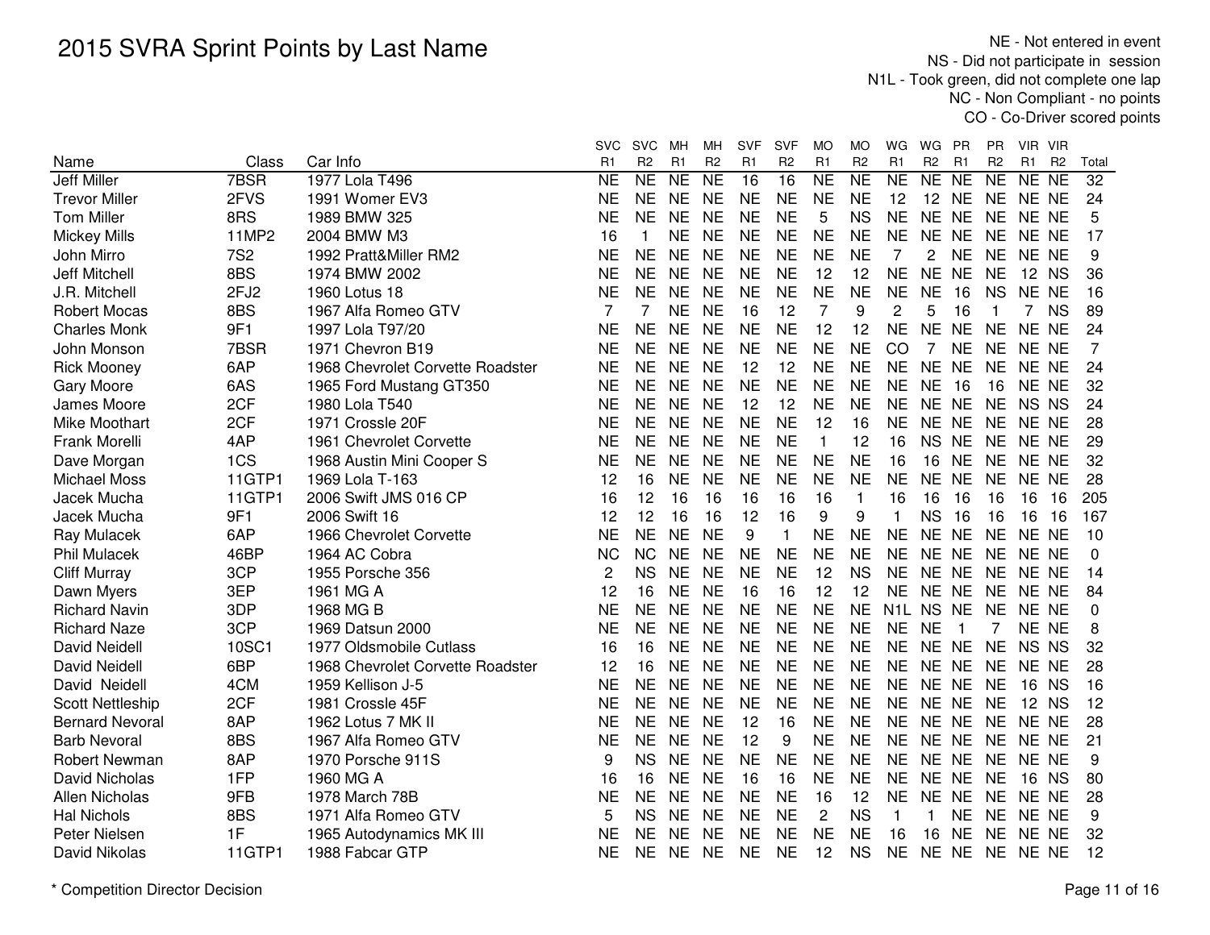# 2015 SVRA Sprint Points by Last Name

NE - Not entered in event
NS - Did not participate in session
N1L - Took green, did not complete one lap
NC - Non Compliant - no points
CO - Co-Driver scored points

| Name | Class | Car Info | SVC R1 | SVC R2 | MH R1 | MH R2 | SVF R1 | SVF R2 | MO R1 | MO R2 | WG R1 | WG R2 | PR R1 | PR R2 | VIR R1 | VIR R2 | Total |
|---|---|---|---|---|---|---|---|---|---|---|---|---|---|---|---|---|---|
| Jeff Miller | 7BSR | 1977 Lola T496 | NE | NE | NE | NE | 16 | 16 | NE | NE | NE | NE | NE | NE | NE | NE | 32 |
| Trevor Miller | 2FVS | 1991 Womer EV3 | NE | NE | NE | NE | NE | NE | NE | NE | 12 | 12 | NE | NE | NE | NE | 24 |
| Tom Miller | 8RS | 1989 BMW 325 | NE | NE | NE | NE | NE | NE | 5 | NS | NE | NE | NE | NE | NE | NE | 5 |
| Mickey Mills | 11MP2 | 2004 BMW M3 | 16 | 1 | NE | NE | NE | NE | NE | NE | NE | NE | NE | NE | NE | NE | 17 |
| John Mirro | 7S2 | 1992 Pratt&Miller RM2 | NE | NE | NE | NE | NE | NE | NE | NE | 7 | 2 | NE | NE | NE | NE | 9 |
| Jeff Mitchell | 8BS | 1974 BMW 2002 | NE | NE | NE | NE | NE | NE | 12 | 12 | NE | NE | NE | NE | 12 | NS | 36 |
| J.R. Mitchell | 2FJ2 | 1960 Lotus 18 | NE | NE | NE | NE | NE | NE | NE | NE | NE | NE | 16 | NS | NE | NE | 16 |
| Robert Mocas | 8BS | 1967 Alfa Romeo GTV | 7 | 7 | NE | NE | 16 | 12 | 7 | 9 | 2 | 5 | 16 | 1 | 7 | NS | 89 |
| Charles Monk | 9F1 | 1997 Lola T97/20 | NE | NE | NE | NE | NE | NE | 12 | 12 | NE | NE | NE | NE | NE | NE | 24 |
| John Monson | 7BSR | 1971 Chevron B19 | NE | NE | NE | NE | NE | NE | NE | NE | CO | 7 | NE | NE | NE | NE | 7 |
| Rick Mooney | 6AP | 1968 Chevrolet Corvette Roadster | NE | NE | NE | NE | 12 | 12 | NE | NE | NE | NE | NE | NE | NE | NE | 24 |
| Gary Moore | 6AS | 1965 Ford Mustang GT350 | NE | NE | NE | NE | NE | NE | NE | NE | NE | NE | 16 | 16 | NE | NE | 32 |
| James Moore | 2CF | 1980 Lola T540 | NE | NE | NE | NE | 12 | 12 | NE | NE | NE | NE | NE | NE | NS | NS | 24 |
| Mike Moothart | 2CF | 1971 Crossle 20F | NE | NE | NE | NE | NE | NE | 12 | 16 | NE | NE | NE | NE | NE | NE | 28 |
| Frank Morelli | 4AP | 1961 Chevrolet Corvette | NE | NE | NE | NE | NE | NE | 1 | 12 | 16 | NS | NE | NE | NE | NE | 29 |
| Dave Morgan | 1CS | 1968 Austin Mini Cooper S | NE | NE | NE | NE | NE | NE | NE | NE | 16 | 16 | NE | NE | NE | NE | 32 |
| Michael Moss | 11GTP1 | 1969 Lola T-163 | 12 | 16 | NE | NE | NE | NE | NE | NE | NE | NE | NE | NE | NE | NE | 28 |
| Jacek Mucha | 11GTP1 | 2006 Swift JMS 016 CP | 16 | 12 | 16 | 16 | 16 | 16 | 16 | 1 | 16 | 16 | 16 | 16 | 16 | 16 | 205 |
| Jacek Mucha | 9F1 | 2006 Swift 16 | 12 | 12 | 16 | 16 | 12 | 16 | 9 | 9 | 1 | NS | 16 | 16 | 16 | 16 | 167 |
| Ray Mulacek | 6AP | 1966 Chevrolet Corvette | NE | NE | NE | NE | 9 | 1 | NE | NE | NE | NE | NE | NE | NE | NE | 10 |
| Phil Mulacek | 46BP | 1964 AC Cobra | NC | NC | NE | NE | NE | NE | NE | NE | NE | NE | NE | NE | NE | NE | 0 |
| Cliff Murray | 3CP | 1955 Porsche 356 | 2 | NS | NE | NE | NE | NE | 12 | NS | NE | NE | NE | NE | NE | NE | 14 |
| Dawn Myers | 3EP | 1961 MG A | 12 | 16 | NE | NE | 16 | 16 | 12 | 12 | NE | NE | NE | NE | NE | NE | 84 |
| Richard Navin | 3DP | 1968 MG B | NE | NE | NE | NE | NE | NE | NE | NE | N1L | NS | NE | NE | NE | NE | 0 |
| Richard Naze | 3CP | 1969 Datsun 2000 | NE | NE | NE | NE | NE | NE | NE | NE | NE | NE | 1 | 7 | NE | NE | 8 |
| David Neidell | 10SC1 | 1977 Oldsmobile Cutlass | 16 | 16 | NE | NE | NE | NE | NE | NE | NE | NE | NE | NE | NS | NS | 32 |
| David Neidell | 6BP | 1968 Chevrolet Corvette Roadster | 12 | 16 | NE | NE | NE | NE | NE | NE | NE | NE | NE | NE | NE | NE | 28 |
| David Neidell | 4CM | 1959 Kellison J-5 | NE | NE | NE | NE | NE | NE | NE | NE | NE | NE | NE | NE | 16 | NS | 16 |
| Scott Nettleship | 2CF | 1981 Crossle 45F | NE | NE | NE | NE | NE | NE | NE | NE | NE | NE | NE | NE | 12 | NS | 12 |
| Bernard Nevoral | 8AP | 1962 Lotus 7 MK II | NE | NE | NE | NE | 12 | 16 | NE | NE | NE | NE | NE | NE | NE | NE | 28 |
| Barb Nevoral | 8BS | 1967 Alfa Romeo GTV | NE | NE | NE | NE | 12 | 9 | NE | NE | NE | NE | NE | NE | NE | NE | 21 |
| Robert Newman | 8AP | 1970 Porsche 911S | 9 | NS | NE | NE | NE | NE | NE | NE | NE | NE | NE | NE | NE | NE | 9 |
| David Nicholas | 1FP | 1960 MG A | 16 | 16 | NE | NE | 16 | 16 | NE | NE | NE | NE | NE | NE | 16 | NS | 80 |
| Allen Nicholas | 9FB | 1978 March 78B | NE | NE | NE | NE | NE | NE | 16 | 12 | NE | NE | NE | NE | NE | NE | 28 |
| Hal Nichols | 8BS | 1971 Alfa Romeo GTV | 5 | NS | NE | NE | NE | NE | 2 | NS | 1 | 1 | NE | NE | NE | NE | 9 |
| Peter Nielsen | 1F | 1965 Autodynamics MK III | NE | NE | NE | NE | NE | NE | NE | NE | 16 | 16 | NE | NE | NE | NE | 32 |
| David Nikolas | 11GTP1 | 1988 Fabcar GTP | NE | NE | NE | NE | NE | NE | 12 | NS | NE | NE | NE | NE | NE | NE | 12 |

\* Competition Director Decision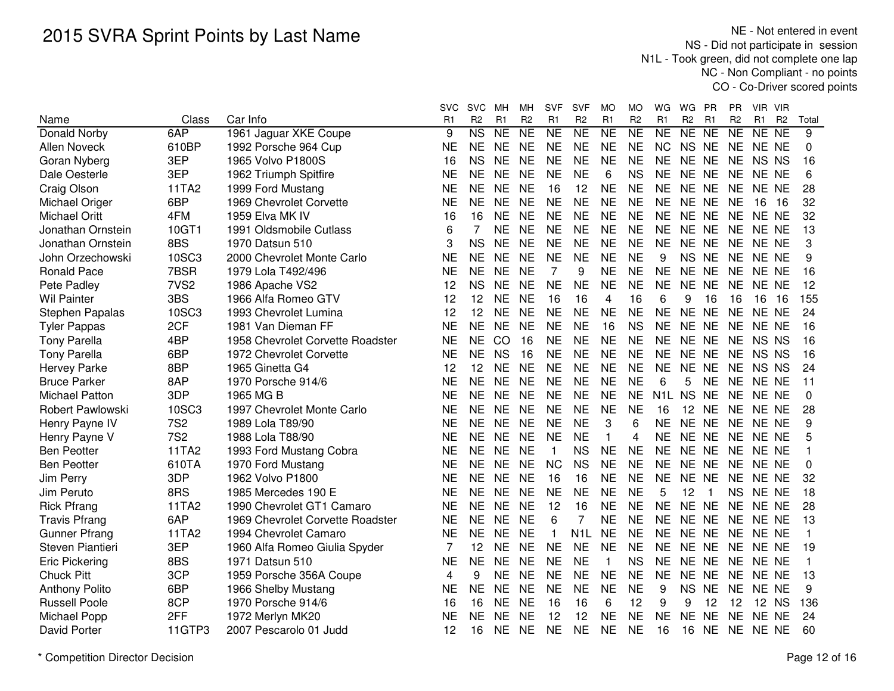# 2015 SVRA Sprint Points by Last Name

NE - Not entered in event
NS - Did not participate in session
N1L - Took green, did not complete one lap
NC - Non Compliant - no points
CO - Co-Driver scored points

| Name | Class | Car Info | SVC R1 | SVC R2 | MH R1 | MH R2 | SVF R1 | SVF R2 | MO R1 | MO R2 | WG R1 | WG R2 | PR R1 | PR R2 | VIR R1 | VIR R2 | Total |
|---|---|---|---|---|---|---|---|---|---|---|---|---|---|---|---|---|---|
| Donald Norby | 6AP | 1961 Jaguar XKE Coupe | 9 | NS | NE | NE | NE | NE | NE | NE | NE | NE | NE | NE | NE | NE | 9 |
| Allen Noveck | 610BP | 1992 Porsche 964 Cup | NE | NE | NE | NE | NE | NE | NE | NE | NC | NS | NE | NE | NE | NE | 0 |
| Goran Nyberg | 3EP | 1965 Volvo P1800S | 16 | NS | NE | NE | NE | NE | NE | NE | NE | NE | NE | NE | NS | NS | 16 |
| Dale Oesterle | 3EP | 1962 Triumph Spitfire | NE | NE | NE | NE | NE | NE | 6 | NS | NE | NE | NE | NE | NE | NE | 6 |
| Craig Olson | 11TA2 | 1999 Ford Mustang | NE | NE | NE | NE | 16 | 12 | NE | NE | NE | NE | NE | NE | NE | NE | 28 |
| Michael Origer | 6BP | 1969 Chevrolet Corvette | NE | NE | NE | NE | NE | NE | NE | NE | NE | NE | NE | NE | 16 | 16 | 32 |
| Michael Oritt | 4FM | 1959 Elva MK IV | 16 | 16 | NE | NE | NE | NE | NE | NE | NE | NE | NE | NE | NE | NE | 32 |
| Jonathan Ornstein | 10GT1 | 1991 Oldsmobile Cutlass | 6 | 7 | NE | NE | NE | NE | NE | NE | NE | NE | NE | NE | NE | NE | 13 |
| Jonathan Ornstein | 8BS | 1970 Datsun 510 | 3 | NS | NE | NE | NE | NE | NE | NE | NE | NE | NE | NE | NE | NE | 3 |
| John Orzechowski | 10SC3 | 2000 Chevrolet Monte Carlo | NE | NE | NE | NE | NE | NE | NE | NE | 9 | NS | NE | NE | NE | NE | 9 |
| Ronald Pace | 7BSR | 1979 Lola T492/496 | NE | NE | NE | NE | 7 | 9 | NE | NE | NE | NE | NE | NE | NE | NE | 16 |
| Pete Padley | 7VS2 | 1986 Apache VS2 | 12 | NS | NE | NE | NE | NE | NE | NE | NE | NE | NE | NE | NE | NE | 12 |
| Wil Painter | 3BS | 1966 Alfa Romeo GTV | 12 | 12 | NE | NE | 16 | 16 | 4 | 16 | 6 | 9 | 16 | 16 | 16 | 16 | 155 |
| Stephen Papalas | 10SC3 | 1993 Chevrolet Lumina | 12 | 12 | NE | NE | NE | NE | NE | NE | NE | NE | NE | NE | NE | NE | 24 |
| Tyler Pappas | 2CF | 1981 Van Dieman FF | NE | NE | NE | NE | NE | NE | 16 | NS | NE | NE | NE | NE | NE | NE | 16 |
| Tony Parella | 4BP | 1958 Chevrolet Corvette Roadster | NE | NE | CO | 16 | NE | NE | NE | NE | NE | NE | NE | NE | NS | NS | 16 |
| Tony Parella | 6BP | 1972 Chevrolet Corvette | NE | NE | NS | 16 | NE | NE | NE | NE | NE | NE | NE | NE | NS | NS | 16 |
| Hervey Parke | 8BP | 1965 Ginetta G4 | 12 | 12 | NE | NE | NE | NE | NE | NE | NE | NE | NE | NE | NS | NS | 24 |
| Bruce Parker | 8AP | 1970 Porsche 914/6 | NE | NE | NE | NE | NE | NE | NE | NE | 6 | 5 | NE | NE | NE | NE | 11 |
| Michael Patton | 3DP | 1965 MG B | NE | NE | NE | NE | NE | NE | NE | NE | N1L | NS | NE | NE | NE | NE | 0 |
| Robert Pawlowski | 10SC3 | 1997 Chevrolet Monte Carlo | NE | NE | NE | NE | NE | NE | NE | NE | 16 | 12 | NE | NE | NE | NE | 28 |
| Henry Payne IV | 7S2 | 1989 Lola T89/90 | NE | NE | NE | NE | NE | NE | 3 | 6 | NE | NE | NE | NE | NE | NE | 9 |
| Henry Payne V | 7S2 | 1988 Lola T88/90 | NE | NE | NE | NE | NE | NE | 1 | 4 | NE | NE | NE | NE | NE | NE | 5 |
| Ben Peotter | 11TA2 | 1993 Ford Mustang Cobra | NE | NE | NE | NE | 1 | NS | NE | NE | NE | NE | NE | NE | NE | NE | 1 |
| Ben Peotter | 610TA | 1970 Ford Mustang | NE | NE | NE | NE | NC | NS | NE | NE | NE | NE | NE | NE | NE | NE | 0 |
| Jim Perry | 3DP | 1962 Volvo P1800 | NE | NE | NE | NE | 16 | 16 | NE | NE | NE | NE | NE | NE | NE | NE | 32 |
| Jim Peruto | 8RS | 1985 Mercedes 190 E | NE | NE | NE | NE | NE | NE | NE | NE | 5 | 12 | 1 | NS | NE | NE | 18 |
| Rick Pfrang | 11TA2 | 1990 Chevrolet GT1 Camaro | NE | NE | NE | NE | 12 | 16 | NE | NE | NE | NE | NE | NE | NE | NE | 28 |
| Travis Pfrang | 6AP | 1969 Chevrolet Corvette Roadster | NE | NE | NE | NE | 6 | 7 | NE | NE | NE | NE | NE | NE | NE | NE | 13 |
| Gunner Pfrang | 11TA2 | 1994 Chevrolet Camaro | NE | NE | NE | NE | 1 | N1L | NE | NE | NE | NE | NE | NE | NE | NE | 1 |
| Steven Piantieri | 3EP | 1960 Alfa Romeo Giulia Spyder | 7 | 12 | NE | NE | NE | NE | NE | NE | NE | NE | NE | NE | NE | NE | 19 |
| Eric Pickering | 8BS | 1971 Datsun 510 | NE | NE | NE | NE | NE | NE | 1 | NS | NE | NE | NE | NE | NE | NE | 1 |
| Chuck Pitt | 3CP | 1959 Porsche 356A Coupe | 4 | 9 | NE | NE | NE | NE | NE | NE | NE | NE | NE | NE | NE | NE | 13 |
| Anthony Polito | 6BP | 1966 Shelby Mustang | NE | NE | NE | NE | NE | NE | NE | NE | 9 | NS | NE | NE | NE | NE | 9 |
| Russell Poole | 8CP | 1970 Porsche 914/6 | 16 | 16 | NE | NE | 16 | 16 | 6 | 12 | 9 | 9 | 12 | 12 | 12 | NS | 136 |
| Michael Popp | 2FF | 1972 Merlyn MK20 | NE | NE | NE | NE | 12 | 12 | NE | NE | NE | NE | NE | NE | NE | NE | 24 |
| David Porter | 11GTP3 | 2007 Pescarolo 01 Judd | 12 | 16 | NE | NE | NE | NE | NE | NE | 16 | 16 | NE | NE | NE | NE | 60 |

\* Competition Director Decision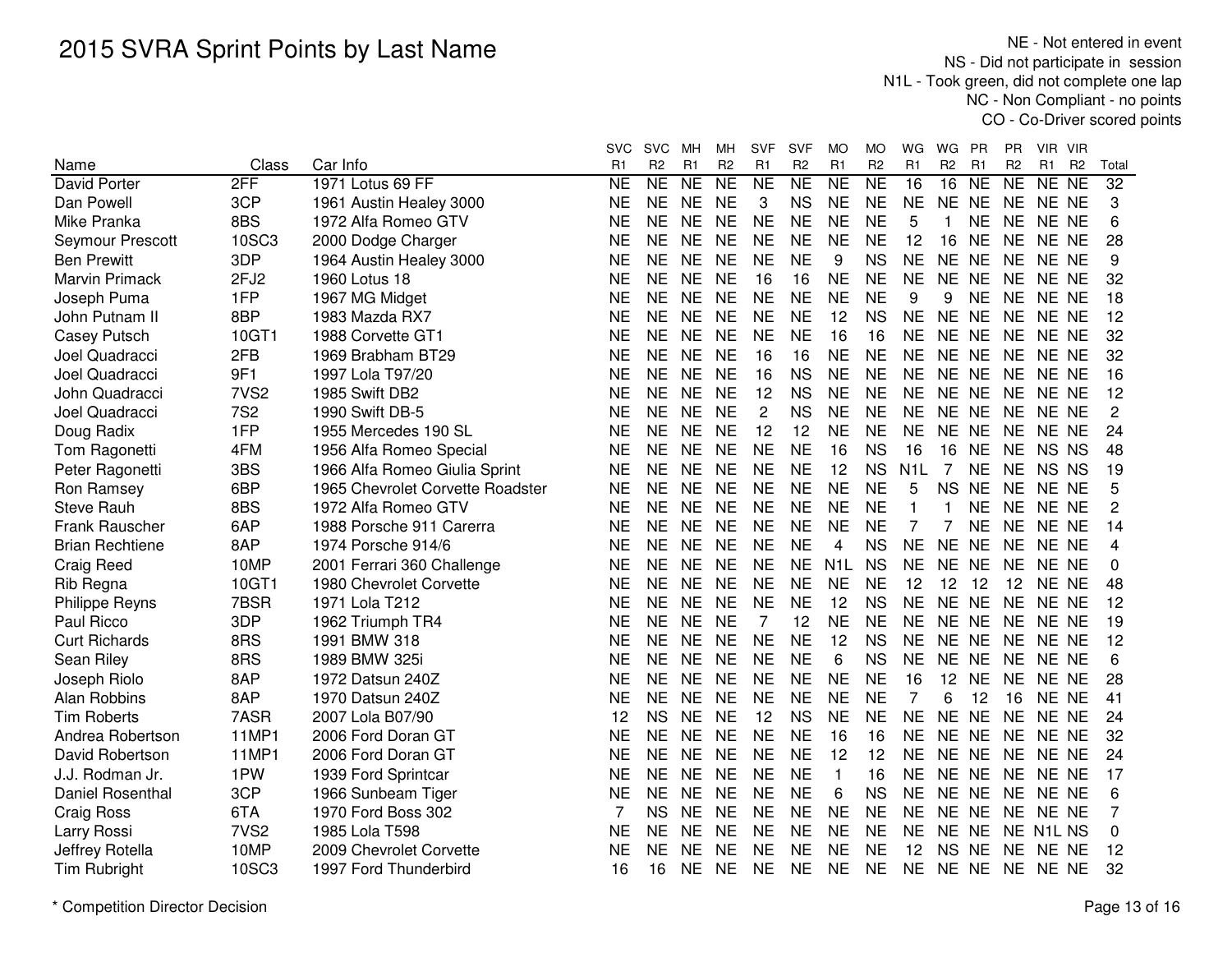# 2015 SVRA Sprint Points by Last Name

NE - Not entered in event
NS - Did not participate in session
N1L - Took green, did not complete one lap
NC - Non Compliant - no points
CO - Co-Driver scored points

| Name | Class | Car Info | SVC R1 | SVC R2 | MH R1 | MH R2 | SVF R1 | SVF R2 | MO R1 | MO R2 | WG R1 | WG R2 | PR R1 | PR R2 | VIR R1 | VIR R2 | Total |
|---|---|---|---|---|---|---|---|---|---|---|---|---|---|---|---|---|---|
| David Porter | 2FF | 1971 Lotus 69 FF | NE | NE | NE | NE | NE | NE | NE | NE | 16 | 16 | NE | NE | NE | NE | 32 |
| Dan Powell | 3CP | 1961 Austin Healey 3000 | NE | NE | NE | NE | 3 | NS | NE | NE | NE | NE | NE | NE | NE | NE | 3 |
| Mike Pranka | 8BS | 1972 Alfa Romeo GTV | NE | NE | NE | NE | NE | NE | NE | NE | 5 | 1 | NE | NE | NE | NE | 6 |
| Seymour Prescott | 10SC3 | 2000 Dodge Charger | NE | NE | NE | NE | NE | NE | NE | NE | 12 | 16 | NE | NE | NE | NE | 28 |
| Ben Prewitt | 3DP | 1964 Austin Healey 3000 | NE | NE | NE | NE | NE | NE | 9 | NS | NE | NE | NE | NE | NE | NE | 9 |
| Marvin Primack | 2FJ2 | 1960 Lotus 18 | NE | NE | NE | NE | 16 | 16 | NE | NE | NE | NE | NE | NE | NE | NE | 32 |
| Joseph Puma | 1FP | 1967 MG Midget | NE | NE | NE | NE | NE | NE | NE | NE | 9 | 9 | NE | NE | NE | NE | 18 |
| John Putnam II | 8BP | 1983 Mazda RX7 | NE | NE | NE | NE | NE | NE | 12 | NS | NE | NE | NE | NE | NE | NE | 12 |
| Casey Putsch | 10GT1 | 1988 Corvette GT1 | NE | NE | NE | NE | NE | NE | 16 | 16 | NE | NE | NE | NE | NE | NE | 32 |
| Joel Quadracci | 2FB | 1969 Brabham BT29 | NE | NE | NE | NE | 16 | 16 | NE | NE | NE | NE | NE | NE | NE | NE | 32 |
| Joel Quadracci | 9F1 | 1997 Lola T97/20 | NE | NE | NE | NE | 16 | NS | NE | NE | NE | NE | NE | NE | NE | NE | 16 |
| John Quadracci | 7VS2 | 1985 Swift DB2 | NE | NE | NE | NE | 12 | NS | NE | NE | NE | NE | NE | NE | NE | NE | 12 |
| Joel Quadracci | 7S2 | 1990 Swift DB-5 | NE | NE | NE | NE | 2 | NS | NE | NE | NE | NE | NE | NE | NE | NE | 2 |
| Doug Radix | 1FP | 1955 Mercedes 190 SL | NE | NE | NE | NE | 12 | 12 | NE | NE | NE | NE | NE | NE | NE | NE | 24 |
| Tom Ragonetti | 4FM | 1956 Alfa Romeo Special | NE | NE | NE | NE | NE | NE | 16 | NS | 16 | 16 | NE | NE | NS | NS | 48 |
| Peter Ragonetti | 3BS | 1966 Alfa Romeo Giulia Sprint | NE | NE | NE | NE | NE | NE | 12 | NS | N1L | 7 | NE | NE | NS | NS | 19 |
| Ron Ramsey | 6BP | 1965 Chevrolet Corvette Roadster | NE | NE | NE | NE | NE | NE | NE | NE | 5 | NS | NE | NE | NE | NE | 5 |
| Steve Rauh | 8BS | 1972 Alfa Romeo GTV | NE | NE | NE | NE | NE | NE | NE | NE | 1 | 1 | NE | NE | NE | NE | 2 |
| Frank Rauscher | 6AP | 1988 Porsche 911 Carerra | NE | NE | NE | NE | NE | NE | NE | NE | 7 | 7 | NE | NE | NE | NE | 14 |
| Brian Rechtiene | 8AP | 1974 Porsche 914/6 | NE | NE | NE | NE | NE | NE | 4 | NS | NE | NE | NE | NE | NE | NE | 4 |
| Craig Reed | 10MP | 2001 Ferrari 360 Challenge | NE | NE | NE | NE | NE | NE | N1L | NS | NE | NE | NE | NE | NE | NE | 0 |
| Rib Regna | 10GT1 | 1980 Chevrolet Corvette | NE | NE | NE | NE | NE | NE | NE | NE | 12 | 12 | 12 | 12 | NE | NE | 48 |
| Philippe Reyns | 7BSR | 1971 Lola T212 | NE | NE | NE | NE | NE | NE | 12 | NS | NE | NE | NE | NE | NE | NE | 12 |
| Paul Ricco | 3DP | 1962 Triumph TR4 | NE | NE | NE | NE | 7 | 12 | NE | NE | NE | NE | NE | NE | NE | NE | 19 |
| Curt Richards | 8RS | 1991 BMW 318 | NE | NE | NE | NE | NE | NE | 12 | NS | NE | NE | NE | NE | NE | NE | 12 |
| Sean Riley | 8RS | 1989 BMW 325i | NE | NE | NE | NE | NE | NE | 6 | NS | NE | NE | NE | NE | NE | NE | 6 |
| Joseph Riolo | 8AP | 1972 Datsun 240Z | NE | NE | NE | NE | NE | NE | NE | NE | 16 | 12 | NE | NE | NE | NE | 28 |
| Alan Robbins | 8AP | 1970 Datsun 240Z | NE | NE | NE | NE | NE | NE | NE | NE | 7 | 6 | 12 | 16 | NE | NE | 41 |
| Tim Roberts | 7ASR | 2007 Lola B07/90 | 12 | NS | NE | NE | 12 | NS | NE | NE | NE | NE | NE | NE | NE | NE | 24 |
| Andrea Robertson | 11MP1 | 2006 Ford Doran GT | NE | NE | NE | NE | NE | NE | 16 | 16 | NE | NE | NE | NE | NE | NE | 32 |
| David Robertson | 11MP1 | 2006 Ford Doran GT | NE | NE | NE | NE | NE | NE | 12 | 12 | NE | NE | NE | NE | NE | NE | 24 |
| J.J. Rodman Jr. | 1PW | 1939 Ford Sprintcar | NE | NE | NE | NE | NE | NE | 1 | 16 | NE | NE | NE | NE | NE | NE | 17 |
| Daniel Rosenthal | 3CP | 1966 Sunbeam Tiger | NE | NE | NE | NE | NE | NE | 6 | NS | NE | NE | NE | NE | NE | NE | 6 |
| Craig Ross | 6TA | 1970 Ford Boss 302 | 7 | NS | NE | NE | NE | NE | NE | NE | NE | NE | NE | NE | NE | NE | 7 |
| Larry Rossi | 7VS2 | 1985 Lola T598 | NE | NE | NE | NE | NE | NE | NE | NE | NE | NE | NE | NE | N1L | NS | 0 |
| Jeffrey Rotella | 10MP | 2009 Chevrolet Corvette | NE | NE | NE | NE | NE | NE | NE | NE | 12 | NS | NE | NE | NE | NE | 12 |
| Tim Rubright | 10SC3 | 1997 Ford Thunderbird | 16 | 16 | NE | NE | NE | NE | NE | NE | NE | NE | NE | NE | NE | NE | 32 |

\* Competition Director Decision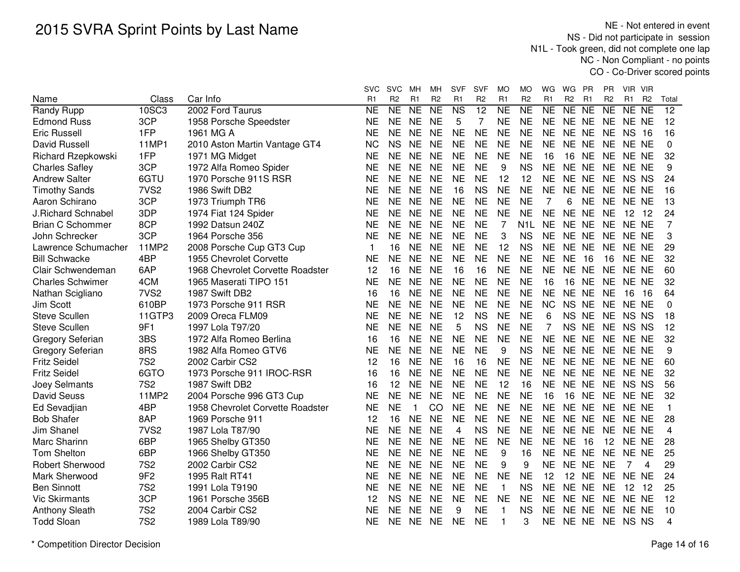# 2015 SVRA Sprint Points by Last Name

NE - Not entered in event
NS - Did not participate in session
N1L - Took green, did not complete one lap
NC - Non Compliant - no points
CO - Co-Driver scored points

| Name | Class | Car Info | SVC R1 | SVC R2 | MH R1 | MH R2 | SVF R1 | SVF R2 | MO R1 | MO R2 | WG R1 | WG R2 | PR R1 | PR R2 | VIR R1 | VIR R2 | Total |
|---|---|---|---|---|---|---|---|---|---|---|---|---|---|---|---|---|---|
| Randy Rupp | 10SC3 | 2002 Ford Taurus | NE | NE | NE | NE | NS | 12 | NE | NE | NE | NE | NE | NE | NE | NE | 12 |
| Edmond Russ | 3CP | 1958 Porsche Speedster | NE | NE | NE | NE | 5 | 7 | NE | NE | NE | NE | NE | NE | NE | NE | 12 |
| Eric Russell | 1FP | 1961 MG A | NE | NE | NE | NE | NE | NE | NE | NE | NE | NE | NE | NE | NS | 16 | 16 |
| David Russell | 11MP1 | 2010 Aston Martin Vantage GT4 | NC | NS | NE | NE | NE | NE | NE | NE | NE | NE | NE | NE | NE | NE | 0 |
| Richard Rzepkowski | 1FP | 1971 MG Midget | NE | NE | NE | NE | NE | NE | NE | NE | 16 | 16 | NE | NE | NE | NE | 32 |
| Charles Safley | 3CP | 1972 Alfa Romeo Spider | NE | NE | NE | NE | NE | NE | 9 | NS | NE | NE | NE | NE | NE | NE | 9 |
| Andrew Salter | 6GTU | 1970 Porsche 911S RSR | NE | NE | NE | NE | NE | NE | 12 | 12 | NE | NE | NE | NE | NS | NS | 24 |
| Timothy Sands | 7VS2 | 1986 Swift DB2 | NE | NE | NE | NE | 16 | NS | NE | NE | NE | NE | NE | NE | NE | NE | 16 |
| Aaron Schirano | 3CP | 1973 Triumph TR6 | NE | NE | NE | NE | NE | NE | NE | NE | 7 | 6 | NE | NE | NE | NE | 13 |
| J.Richard Schnabel | 3DP | 1974 Fiat 124 Spider | NE | NE | NE | NE | NE | NE | NE | NE | NE | NE | NE | NE | 12 | 12 | 24 |
| Brian C Schommer | 8CP | 1992 Datsun 240Z | NE | NE | NE | NE | NE | NE | 7 | N1L | NE | NE | NE | NE | NE | NE | 7 |
| John Schrecker | 3CP | 1964 Porsche 356 | NE | NE | NE | NE | NE | NE | 3 | NS | NE | NE | NE | NE | NE | NE | 3 |
| Lawrence Schumacher | 11MP2 | 2008 Porsche Cup GT3 Cup | 1 | 16 | NE | NE | NE | NE | 12 | NS | NE | NE | NE | NE | NE | NE | 29 |
| Bill Schwacke | 4BP | 1955 Chevrolet Corvette | NE | NE | NE | NE | NE | NE | NE | NE | NE | NE | 16 | 16 | NE | NE | 32 |
| Clair Schwendeman | 6AP | 1968 Chevrolet Corvette Roadster | 12 | 16 | NE | NE | 16 | 16 | NE | NE | NE | NE | NE | NE | NE | NE | 60 |
| Charles Schwimer | 4CM | 1965 Maserati TIPO 151 | NE | NE | NE | NE | NE | NE | NE | NE | 16 | 16 | NE | NE | NE | NE | 32 |
| Nathan Scigliano | 7VS2 | 1987 Swift DB2 | 16 | 16 | NE | NE | NE | NE | NE | NE | NE | NE | NE | NE | 16 | 16 | 64 |
| Jim Scott | 610BP | 1973 Porsche 911 RSR | NE | NE | NE | NE | NE | NE | NE | NE | NC | NS | NE | NE | NE | NE | 0 |
| Steve Scullen | 11GTP3 | 2009 Oreca FLM09 | NE | NE | NE | NE | 12 | NS | NE | NE | 6 | NS | NE | NE | NS | NS | 18 |
| Steve Scullen | 9F1 | 1997 Lola T97/20 | NE | NE | NE | NE | 5 | NS | NE | NE | 7 | NS | NE | NE | NS | NS | 12 |
| Gregory Seferian | 3BS | 1972 Alfa Romeo Berlina | 16 | 16 | NE | NE | NE | NE | NE | NE | NE | NE | NE | NE | NE | NE | 32 |
| Gregory Seferian | 8RS | 1982 Alfa Romeo GTV6 | NE | NE | NE | NE | NE | NE | 9 | NS | NE | NE | NE | NE | NE | NE | 9 |
| Fritz Seidel | 7S2 | 2002 Carbir CS2 | 12 | 16 | NE | NE | 16 | 16 | NE | NE | NE | NE | NE | NE | NE | NE | 60 |
| Fritz Seidel | 6GTO | 1973 Porsche 911 IROC-RSR | 16 | 16 | NE | NE | NE | NE | NE | NE | NE | NE | NE | NE | NE | NE | 32 |
| Joey Selmants | 7S2 | 1987 Swift DB2 | 16 | 12 | NE | NE | NE | NE | 12 | 16 | NE | NE | NE | NE | NS | NS | 56 |
| David Seuss | 11MP2 | 2004 Porsche 996 GT3 Cup | NE | NE | NE | NE | NE | NE | NE | NE | 16 | 16 | NE | NE | NE | NE | 32 |
| Ed Sevadjian | 4BP | 1958 Chevrolet Corvette Roadster | NE | NE | 1 | CO | NE | NE | NE | NE | NE | NE | NE | NE | NE | NE | 1 |
| Bob Shafer | 8AP | 1969 Porsche 911 | 12 | 16 | NE | NE | NE | NE | NE | NE | NE | NE | NE | NE | NE | NE | 28 |
| Jim Shanel | 7VS2 | 1987 Lola T87/90 | NE | NE | NE | NE | 4 | NS | NE | NE | NE | NE | NE | NE | NE | NE | 4 |
| Marc Sharinn | 6BP | 1965 Shelby GT350 | NE | NE | NE | NE | NE | NE | NE | NE | NE | NE | 16 | 12 | NE | NE | 28 |
| Tom Shelton | 6BP | 1966 Shelby GT350 | NE | NE | NE | NE | NE | NE | 9 | 16 | NE | NE | NE | NE | NE | NE | 25 |
| Robert Sherwood | 7S2 | 2002 Carbir CS2 | NE | NE | NE | NE | NE | NE | 9 | 9 | NE | NE | NE | NE | 7 | 4 | 29 |
| Mark Sherwood | 9F2 | 1995 Ralt RT41 | NE | NE | NE | NE | NE | NE | NE | NE | 12 | 12 | NE | NE | NE | NE | 24 |
| Ben Sinnott | 7S2 | 1991 Lola T9190 | NE | NE | NE | NE | NE | NE | 1 | NS | NE | NE | NE | NE | 12 | 12 | 25 |
| Vic Skirmants | 3CP | 1961 Porsche 356B | 12 | NS | NE | NE | NE | NE | NE | NE | NE | NE | NE | NE | NE | NE | 12 |
| Anthony Sleath | 7S2 | 2004 Carbir CS2 | NE | NE | NE | NE | 9 | NE | 1 | NS | NE | NE | NE | NE | NE | NE | 10 |
| Todd Sloan | 7S2 | 1989 Lola T89/90 | NE | NE | NE | NE | NE | NE | 1 | 3 | NE | NE | NE | NE | NS | NS | 4 |

* Competition Director Decision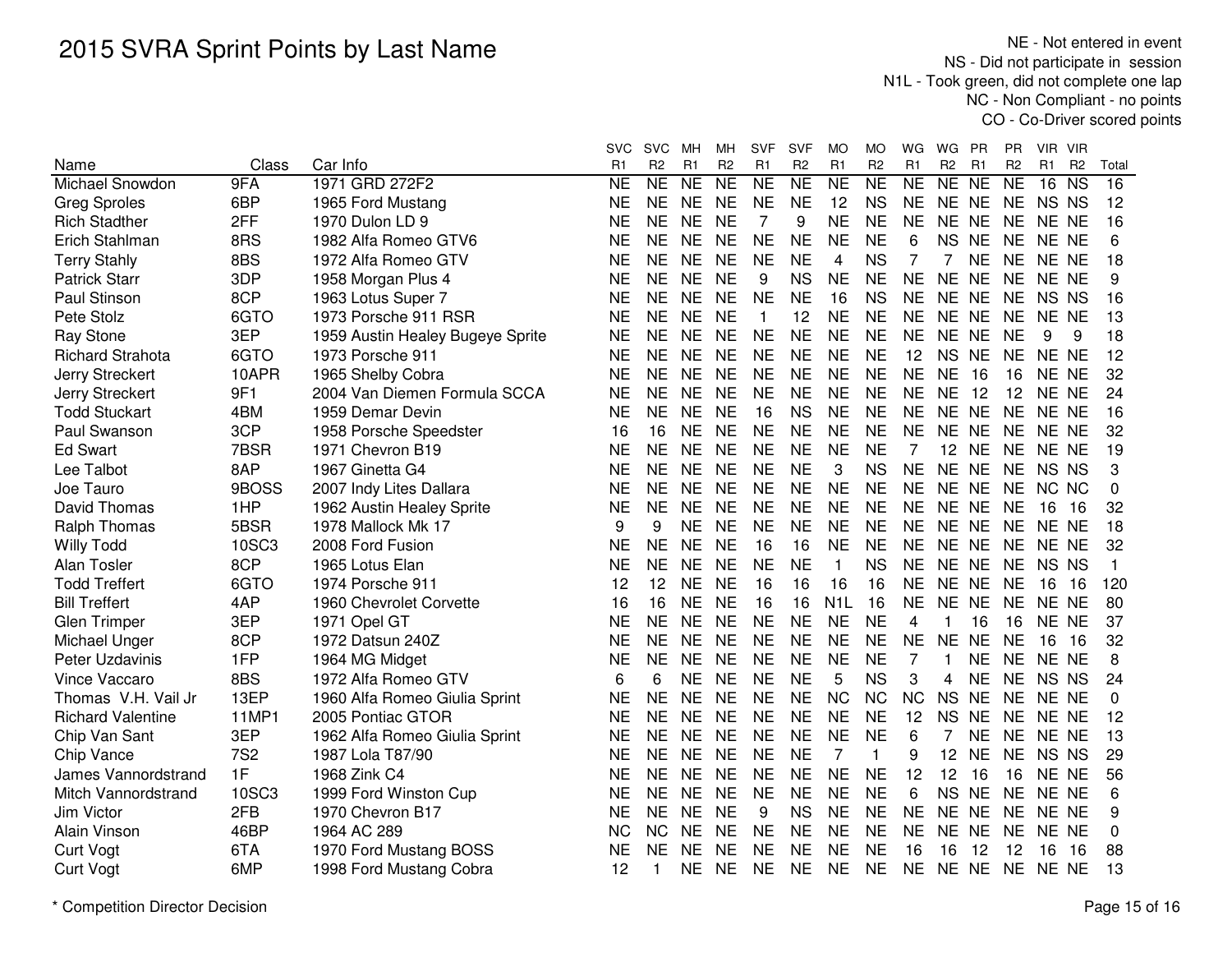# 2015 SVRA Sprint Points by Last Name

NE - Not entered in event
NS - Did not participate in session
N1L - Took green, did not complete one lap
NC - Non Compliant - no points
CO - Co-Driver scored points

| Name | Class | Car Info | SVC R1 | SVC R2 | MH R1 | MH R2 | SVF R1 | SVF R2 | MO R1 | MO R2 | WG R1 | WG R2 | PR R1 | PR R2 | VIR R1 | VIR R2 | Total |
|---|---|---|---|---|---|---|---|---|---|---|---|---|---|---|---|---|---|
| Michael Snowdon | 9FA | 1971 GRD 272F2 | NE | NE | NE | NE | NE | NE | NE | NE | NE | NE | NE | NE | 16 | NS | 16 |
| Greg Sproles | 6BP | 1965 Ford Mustang | NE | NE | NE | NE | NE | NE | 12 | NS | NE | NE | NE | NE | NS | NS | 12 |
| Rich Stadther | 2FF | 1970 Dulon LD 9 | NE | NE | NE | NE | 7 | 9 | NE | NE | NE | NE | NE | NE | NE | NE | 16 |
| Erich Stahlman | 8RS | 1982 Alfa Romeo GTV6 | NE | NE | NE | NE | NE | NE | NE | NE | 6 | NS | NE | NE | NE | NE | 6 |
| Terry Stahly | 8BS | 1972 Alfa Romeo GTV | NE | NE | NE | NE | NE | NE | 4 | NS | 7 | 7 | NE | NE | NE | NE | 18 |
| Patrick Starr | 3DP | 1958 Morgan Plus 4 | NE | NE | NE | NE | 9 | NS | NE | NE | NE | NE | NE | NE | NE | NE | 9 |
| Paul Stinson | 8CP | 1963 Lotus Super 7 | NE | NE | NE | NE | NE | NE | 16 | NS | NE | NE | NE | NE | NS | NS | 16 |
| Pete Stolz | 6GTO | 1973 Porsche 911 RSR | NE | NE | NE | NE | 1 | 12 | NE | NE | NE | NE | NE | NE | NE | NE | 13 |
| Ray Stone | 3EP | 1959 Austin Healey Bugeye Sprite | NE | NE | NE | NE | NE | NE | NE | NE | NE | NE | NE | NE | 9 | 9 | 18 |
| Richard Strahota | 6GTO | 1973 Porsche 911 | NE | NE | NE | NE | NE | NE | NE | NE | 12 | NS | NE | NE | NE | NE | 12 |
| Jerry Streckert | 10APR | 1965 Shelby Cobra | NE | NE | NE | NE | NE | NE | NE | NE | NE | NE | 16 | 16 | NE | NE | 32 |
| Jerry Streckert | 9F1 | 2004 Van Diemen Formula SCCA | NE | NE | NE | NE | NE | NE | NE | NE | NE | NE | 12 | 12 | NE | NE | 24 |
| Todd Stuckart | 4BM | 1959 Demar Devin | NE | NE | NE | NE | 16 | NS | NE | NE | NE | NE | NE | NE | NE | NE | 16 |
| Paul Swanson | 3CP | 1958 Porsche Speedster | 16 | 16 | NE | NE | NE | NE | NE | NE | NE | NE | NE | NE | NE | NE | 32 |
| Ed Swart | 7BSR | 1971 Chevron B19 | NE | NE | NE | NE | NE | NE | NE | NE | 7 | 12 | NE | NE | NE | NE | 19 |
| Lee Talbot | 8AP | 1967 Ginetta G4 | NE | NE | NE | NE | NE | NE | 3 | NS | NE | NE | NE | NE | NS | NS | 3 |
| Joe Tauro | 9BOSS | 2007 Indy Lites Dallara | NE | NE | NE | NE | NE | NE | NE | NE | NE | NE | NE | NE | NC | NC | 0 |
| David Thomas | 1HP | 1962 Austin Healey Sprite | NE | NE | NE | NE | NE | NE | NE | NE | NE | NE | NE | NE | 16 | 16 | 32 |
| Ralph Thomas | 5BSR | 1978 Mallock Mk 17 | 9 | 9 | NE | NE | NE | NE | NE | NE | NE | NE | NE | NE | NE | NE | 18 |
| Willy Todd | 10SC3 | 2008 Ford Fusion | NE | NE | NE | NE | 16 | 16 | NE | NE | NE | NE | NE | NE | NE | NE | 32 |
| Alan Tosler | 8CP | 1965 Lotus Elan | NE | NE | NE | NE | NE | NE | 1 | NS | NE | NE | NE | NE | NS | NS | 1 |
| Todd Treffert | 6GTO | 1974 Porsche 911 | 12 | 12 | NE | NE | 16 | 16 | 16 | 16 | NE | NE | NE | NE | 16 | 16 | 120 |
| Bill Treffert | 4AP | 1960 Chevrolet Corvette | 16 | 16 | NE | NE | 16 | 16 | N1L | 16 | NE | NE | NE | NE | NE | NE | 80 |
| Glen Trimper | 3EP | 1971 Opel GT | NE | NE | NE | NE | NE | NE | NE | NE | 4 | 1 | 16 | 16 | NE | NE | 37 |
| Michael Unger | 8CP | 1972 Datsun 240Z | NE | NE | NE | NE | NE | NE | NE | NE | NE | NE | NE | NE | 16 | 16 | 32 |
| Peter Uzdavinis | 1FP | 1964 MG Midget | NE | NE | NE | NE | NE | NE | NE | NE | 7 | 1 | NE | NE | NE | NE | 8 |
| Vince Vaccaro | 8BS | 1972 Alfa Romeo GTV | 6 | 6 | NE | NE | NE | NE | 5 | NS | 3 | 4 | NE | NE | NS | NS | 24 |
| Thomas V.H. Vail Jr | 13EP | 1960 Alfa Romeo Giulia Sprint | NE | NE | NE | NE | NE | NE | NC | NC | NC | NS | NE | NE | NE | NE | 0 |
| Richard Valentine | 11MP1 | 2005 Pontiac GTOR | NE | NE | NE | NE | NE | NE | NE | NE | 12 | NS | NE | NE | NE | NE | 12 |
| Chip Van Sant | 3EP | 1962 Alfa Romeo Giulia Sprint | NE | NE | NE | NE | NE | NE | NE | NE | 6 | 7 | NE | NE | NE | NE | 13 |
| Chip Vance | 7S2 | 1987 Lola T87/90 | NE | NE | NE | NE | NE | NE | 7 | 1 | 9 | 12 | NE | NE | NS | NS | 29 |
| James Vannordstrand | 1F | 1968 Zink C4 | NE | NE | NE | NE | NE | NE | NE | NE | 12 | 12 | 16 | 16 | NE | NE | 56 |
| Mitch Vannordstrand | 10SC3 | 1999 Ford Winston Cup | NE | NE | NE | NE | NE | NE | NE | NE | 6 | NS | NE | NE | NE | NE | 6 |
| Jim Victor | 2FB | 1970 Chevron B17 | NE | NE | NE | NE | 9 | NS | NE | NE | NE | NE | NE | NE | NE | NE | 9 |
| Alain Vinson | 46BP | 1964 AC 289 | NC | NC | NE | NE | NE | NE | NE | NE | NE | NE | NE | NE | NE | NE | 0 |
| Curt Vogt | 6TA | 1970 Ford Mustang BOSS | NE | NE | NE | NE | NE | NE | NE | NE | 16 | 16 | 12 | 12 | 16 | 16 | 88 |
| Curt Vogt | 6MP | 1998 Ford Mustang Cobra | 12 | 1 | NE | NE | NE | NE | NE | NE | NE | NE | NE | NE | NE | NE | 13 |

\* Competition Director Decision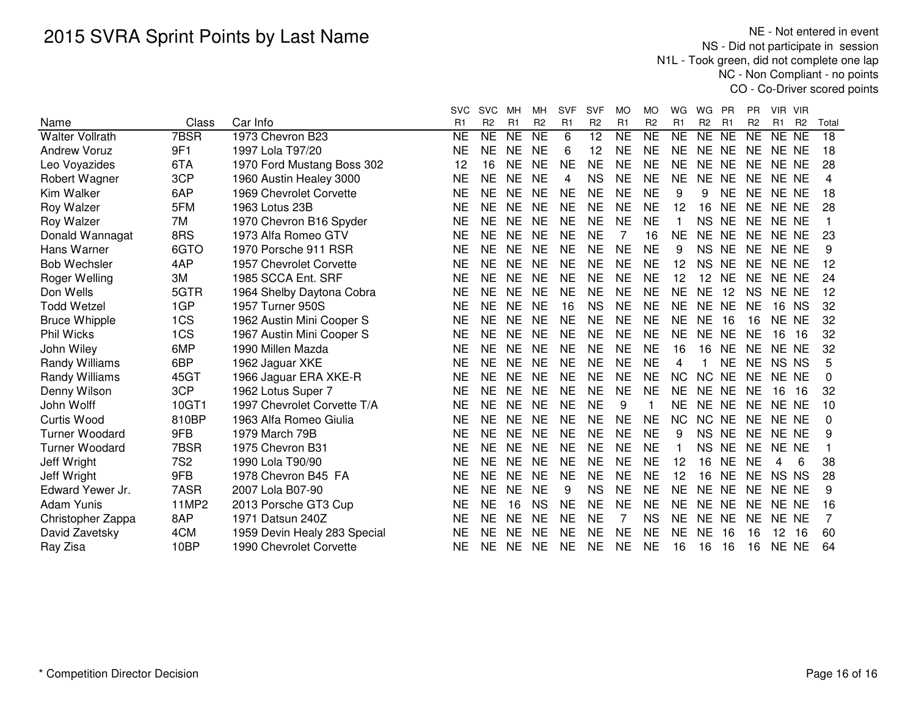# 2015 SVRA Sprint Points by Last Name

NE - Not entered in event
NS - Did not participate in session
N1L - Took green, did not complete one lap
NC - Non Compliant - no points
CO - Co-Driver scored points

| Name | Class | Car Info | SVC R1 | SVC R2 | MH R1 | MH R2 | SVF R1 | SVF R2 | MO R1 | MO R2 | WG R1 | WG R2 | PR R1 | PR R2 | VIR R1 | VIR R2 | Total |
|---|---|---|---|---|---|---|---|---|---|---|---|---|---|---|---|---|---|
| Walter Vollrath | 7BSR | 1973 Chevron B23 | NE | NE | NE | NE | 6 | 12 | NE | NE | NE | NE | NE | NE | NE | NE | 18 |
| Andrew Voruz | 9F1 | 1997 Lola T97/20 | NE | NE | NE | NE | 6 | 12 | NE | NE | NE | NE | NE | NE | NE | NE | 18 |
| Leo Voyazides | 6TA | 1970 Ford Mustang Boss 302 | 12 | 16 | NE | NE | NE | NE | NE | NE | NE | NE | NE | NE | NE | NE | 28 |
| Robert Wagner | 3CP | 1960 Austin Healey 3000 | NE | NE | NE | NE | 4 | NS | NE | NE | NE | NE | NE | NE | NE | NE | 4 |
| Kim Walker | 6AP | 1969 Chevrolet Corvette | NE | NE | NE | NE | NE | NE | NE | NE | 9 | 9 | NE | NE | NE | NE | 18 |
| Roy Walzer | 5FM | 1963 Lotus 23B | NE | NE | NE | NE | NE | NE | NE | NE | 12 | 16 | NE | NE | NE | NE | 28 |
| Roy Walzer | 7M | 1970 Chevron B16 Spyder | NE | NE | NE | NE | NE | NE | NE | NE | 1 | NS | NE | NE | NE | NE | 1 |
| Donald Wannagat | 8RS | 1973 Alfa Romeo GTV | NE | NE | NE | NE | NE | NE | 7 | 16 | NE | NE | NE | NE | NE | NE | 23 |
| Hans Warner | 6GTO | 1970 Porsche 911 RSR | NE | NE | NE | NE | NE | NE | NE | NE | 9 | NS | NE | NE | NE | NE | 9 |
| Bob Wechsler | 4AP | 1957 Chevrolet Corvette | NE | NE | NE | NE | NE | NE | NE | NE | 12 | NS | NE | NE | NE | NE | 12 |
| Roger Welling | 3M | 1985 SCCA Ent. SRF | NE | NE | NE | NE | NE | NE | NE | NE | 12 | 12 | NE | NE | NE | NE | 24 |
| Don Wells | 5GTR | 1964 Shelby Daytona Cobra | NE | NE | NE | NE | NE | NE | NE | NE | NE | NE | 12 | NS | NE | NE | 12 |
| Todd Wetzel | 1GP | 1957 Turner 950S | NE | NE | NE | NE | 16 | NS | NE | NE | NE | NE | NE | NE | 16 | NS | 32 |
| Bruce Whipple | 1CS | 1962 Austin Mini Cooper S | NE | NE | NE | NE | NE | NE | NE | NE | NE | NE | 16 | 16 | NE | NE | 32 |
| Phil Wicks | 1CS | 1967 Austin Mini Cooper S | NE | NE | NE | NE | NE | NE | NE | NE | NE | NE | NE | NE | 16 | 16 | 32 |
| John Wiley | 6MP | 1990 Millen Mazda | NE | NE | NE | NE | NE | NE | NE | NE | 16 | 16 | NE | NE | NE | NE | 32 |
| Randy Williams | 6BP | 1962 Jaguar XKE | NE | NE | NE | NE | NE | NE | NE | NE | 4 | 1 | NE | NE | NS | NS | 5 |
| Randy Williams | 45GT | 1966 Jaguar ERA XKE-R | NE | NE | NE | NE | NE | NE | NE | NE | NC | NC | NE | NE | NE | NE | 0 |
| Denny Wilson | 3CP | 1962 Lotus Super 7 | NE | NE | NE | NE | NE | NE | NE | NE | NE | NE | NE | NE | 16 | 16 | 32 |
| John Wolff | 10GT1 | 1997 Chevrolet Corvette T/A | NE | NE | NE | NE | NE | NE | 9 | 1 | NE | NE | NE | NE | NE | NE | 10 |
| Curtis Wood | 810BP | 1963 Alfa Romeo Giulia | NE | NE | NE | NE | NE | NE | NE | NE | NC | NC | NE | NE | NE | NE | 0 |
| Turner Woodard | 9FB | 1979 March 79B | NE | NE | NE | NE | NE | NE | NE | NE | 9 | NS | NE | NE | NE | NE | 9 |
| Turner Woodard | 7BSR | 1975 Chevron B31 | NE | NE | NE | NE | NE | NE | NE | NE | 1 | NS | NE | NE | NE | NE | 1 |
| Jeff Wright | 7S2 | 1990 Lola T90/90 | NE | NE | NE | NE | NE | NE | NE | NE | 12 | 16 | NE | NE | 4 | 6 | 38 |
| Jeff Wright | 9FB | 1978 Chevron B45 FA | NE | NE | NE | NE | NE | NE | NE | NE | 12 | 16 | NE | NE | NS | NS | 28 |
| Edward Yewer Jr. | 7ASR | 2007 Lola B07-90 | NE | NE | NE | NE | 9 | NS | NE | NE | NE | NE | NE | NE | NE | NE | 9 |
| Adam Yunis | 11MP2 | 2013 Porsche GT3 Cup | NE | NE | 16 | NS | NE | NE | NE | NE | NE | NE | NE | NE | NE | NE | 16 |
| Christopher Zappa | 8AP | 1971 Datsun 240Z | NE | NE | NE | NE | NE | NE | 7 | NS | NE | NE | NE | NE | NE | NE | 7 |
| David Zavetsky | 4CM | 1959 Devin Healy 283 Special | NE | NE | NE | NE | NE | NE | NE | NE | NE | NE | 16 | 16 | 12 | 16 | 60 |
| Ray Zisa | 10BP | 1990 Chevrolet Corvette | NE | NE | NE | NE | NE | NE | NE | NE | 16 | 16 | 16 | 16 | NE | NE | 64 |

* Competition Director Decision